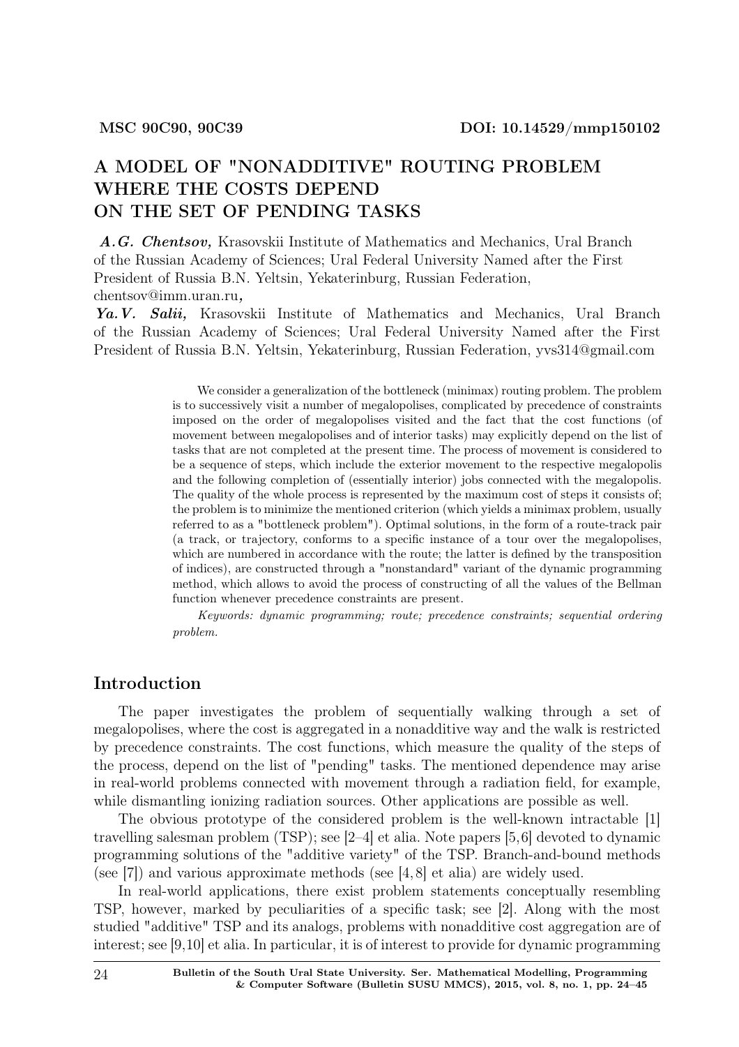**MSC 90C90, 90C39** **DOI: 10.14529/mmp150102**

# A MODEL OF "NONADDITIVE" ROUTING PROBLEM WHERE THE COSTS DEPEND ON THE SET OF PENDING TASKS

***A.G. Chentsov,*** Krasovskii Institute of Mathematics and Mechanics, Ural Branch of the Russian Academy of Sciences; Ural Federal University Named after the First President of Russia B.N. Yeltsin, Yekaterinburg, Russian Federation, chentsov@imm.uran.ru,

***Ya.V. Salii,*** Krasovskii Institute of Mathematics and Mechanics, Ural Branch of the Russian Academy of Sciences; Ural Federal University Named after the First President of Russia B.N. Yeltsin, Yekaterinburg, Russian Federation, yvs314@gmail.com

We consider a generalization of the bottleneck (minimax) routing problem. The problem is to successively visit a number of megalopolises, complicated by precedence of constraints imposed on the order of megalopolises visited and the fact that the cost functions (of movement between megalopolises and of interior tasks) may explicitly depend on the list of tasks that are not completed at the present time. The process of movement is considered to be a sequence of steps, which include the exterior movement to the respective megalopolis and the following completion of (essentially interior) jobs connected with the megalopolis. The quality of the whole process is represented by the maximum cost of steps it consists of; the problem is to minimize the mentioned criterion (which yields a minimax problem, usually referred to as a "bottleneck problem"). Optimal solutions, in the form of a route-track pair (a track, or trajectory, conforms to a specific instance of a tour over the megalopolises, which are numbered in accordance with the route; the latter is defined by the transposition of indices), are constructed through a "nonstandard" variant of the dynamic programming method, which allows to avoid the process of constructing of all the values of the Bellman function whenever precedence constraints are present.

*Keywords: dynamic programming; route; precedence constraints; sequential ordering problem.*

## Introduction

The paper investigates the problem of sequentially walking through a set of megalopolises, where the cost is aggregated in a nonadditive way and the walk is restricted by precedence constraints. The cost functions, which measure the quality of the steps of the process, depend on the list of "pending" tasks. The mentioned dependence may arise in real-world problems connected with movement through a radiation field, for example, while dismantling ionizing radiation sources. Other applications are possible as well.

The obvious prototype of the considered problem is the well-known intractable [1] travelling salesman problem (TSP); see [2–4] et alia. Note papers [5,6] devoted to dynamic programming solutions of the "additive variety" of the TSP. Branch-and-bound methods (see [7]) and various approximate methods (see [4,8] et alia) are widely used.

In real-world applications, there exist problem statements conceptually resembling TSP, however, marked by peculiarities of a specific task; see [2]. Along with the most studied "additive" TSP and its analogs, problems with nonadditive cost aggregation are of interest; see [9,10] et alia. In particular, it is of interest to provide for dynamic programming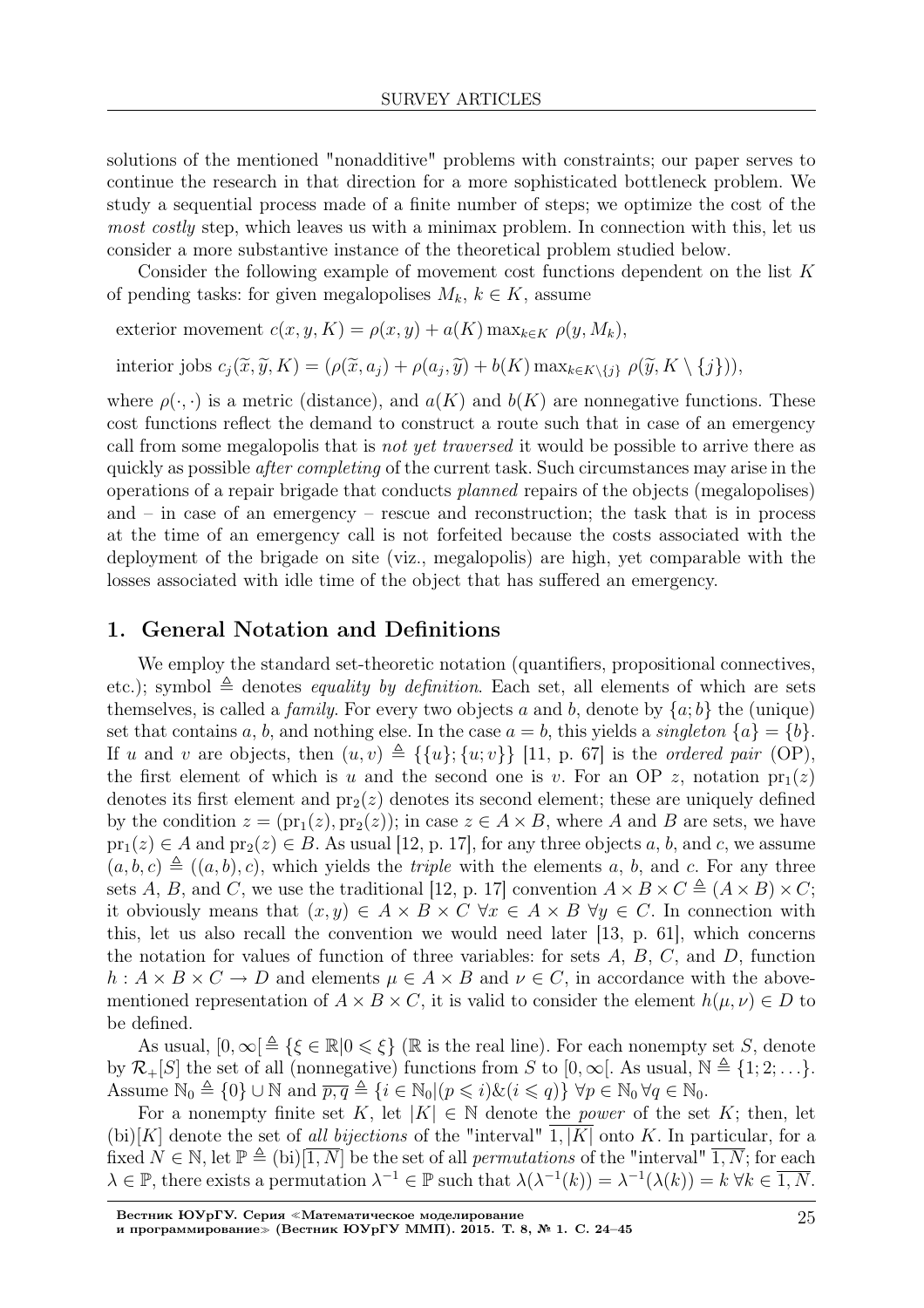solutions of the mentioned "nonadditive" problems with constraints; our paper serves to continue the research in that direction for a more sophisticated bottleneck problem. We study a sequential process made of a finite number of steps; we optimize the cost of the *most costly* step, which leaves us with a minimax problem. In connection with this, let us consider a more substantive instance of the theoretical problem studied below.

Consider the following example of movement cost functions dependent on the list $K$ of pending tasks: for given megalopolises $M_k$, $k \in K$, assume

exterior movement $c(x, y, K) = \rho(x, y) + a(K) \max_{k \in K} \rho(y, M_k)$,

interior jobs $c_j(\widetilde{x}, \widetilde{y}, K) = (\rho(\widetilde{x}, a_j) + \rho(a_j, \widetilde{y}) + b(K) \max_{k \in K \setminus \{j\}} \rho(\widetilde{y}, K \setminus \{j\}))$,

where $\rho(\cdot, \cdot)$ is a metric (distance), and $a(K)$ and $b(K)$ are nonnegative functions. These cost functions reflect the demand to construct a route such that in case of an emergency call from some megalopolis that is *not yet traversed* it would be possible to arrive there as quickly as possible *after completing* of the current task. Such circumstances may arise in the operations of a repair brigade that conducts *planned* repairs of the objects (megalopolises) and – in case of an emergency – rescue and reconstruction; the task that is in process at the time of an emergency call is not forfeited because the costs associated with the deployment of the brigade on site (viz., megalopolis) are high, yet comparable with the losses associated with idle time of the object that has suffered an emergency.

## 1. General Notation and Definitions

We employ the standard set-theoretic notation (quantifiers, propositional connectives, etc.); symbol $\triangleq$ denotes *equality by definition*. Each set, all elements of which are sets themselves, is called a *family*. For every two objects $a$ and $b$, denote by $\{a; b\}$ the (unique) set that contains $a$, $b$, and nothing else. In the case $a = b$, this yields a *singleton* $\{a\} = \{b\}$. If $u$ and $v$ are objects, then $(u, v) \triangleq \{\{u\}; \{u; v\}\}$ [11, p. 67] is the *ordered pair* (OP), the first element of which is $u$ and the second one is $v$. For an OP $z$, notation $\mathrm{pr}_1(z)$ denotes its first element and $\mathrm{pr}_2(z)$ denotes its second element; these are uniquely defined by the condition $z = (\mathrm{pr}_1(z), \mathrm{pr}_2(z))$; in case $z \in A \times B$, where $A$ and $B$ are sets, we have $\mathrm{pr}_1(z) \in A$ and $\mathrm{pr}_2(z) \in B$. As usual [12, p. 17], for any three objects $a$, $b$, and $c$, we assume $(a, b, c) \triangleq ((a, b), c)$, which yields the *triple* with the elements $a$, $b$, and $c$. For any three sets $A$, $B$, and $C$, we use the traditional [12, p. 17] convention $A \times B \times C \triangleq (A \times B) \times C$; it obviously means that $(x, y) \in A \times B \times C \ \forall x \in A \times B \ \forall y \in C$. In connection with this, let us also recall the convention we would need later [13, p. 61], which concerns the notation for values of function of three variables: for sets $A$, $B$, $C$, and $D$, function $h : A \times B \times C \to D$ and elements $\mu \in A \times B$ and $\nu \in C$, in accordance with the above-mentioned representation of $A \times B \times C$, it is valid to consider the element $h(\mu, \nu) \in D$ to be defined.

As usual, $[0, \infty[ \triangleq \{\xi \in \mathbb{R} | 0 \leqslant \xi\}$ ($\mathbb{R}$ is the real line). For each nonempty set $S$, denote by $\mathcal{R}_+[S]$ the set of all (nonnegative) functions from $S$ to $[0, \infty[$. As usual, $\mathbb{N} \triangleq \{1; 2; \ldots\}$. Assume $\mathbb{N}_0 \triangleq \{0\} \cup \mathbb{N}$ and $\overline{p, q} \triangleq \{i \in \mathbb{N}_0 | (p \leqslant i) \& (i \leqslant q)\} \ \forall p \in \mathbb{N}_0 \ \forall q \in \mathbb{N}_0$.

For a nonempty finite set $K$, let $|K| \in \mathbb{N}$ denote the *power* of the set $K$; then, let $(\mathrm{bi})[K]$ denote the set of *all bijections* of the "interval" $\overline{1, |K|}$ onto $K$. In particular, for a fixed $N \in \mathbb{N}$, let $\mathbb{P} \triangleq (\mathrm{bi})[\overline{1, N}]$ be the set of all *permutations* of the "interval" $\overline{1, N}$; for each $\lambda \in \mathbb{P}$, there exists a permutation $\lambda^{-1} \in \mathbb{P}$ such that $\lambda(\lambda^{-1}(k)) = \lambda^{-1}(\lambda(k)) = k \ \forall k \in \overline{1, N}$.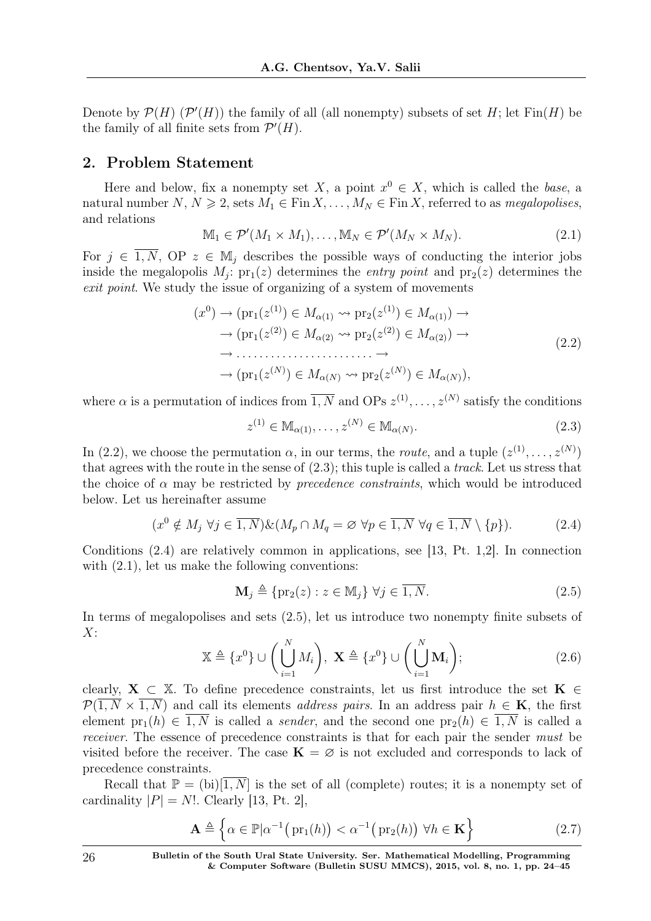Denote by $\mathcal{P}(H)$ ($\mathcal{P}'(H)$) the family of all (all nonempty) subsets of set $H$; let $\mathrm{Fin}(H)$ be the family of all finite sets from $\mathcal{P}'(H)$.

## 2. Problem Statement

Here and below, fix a nonempty set $X$, a point $x^0 \in X$, which is called the *base*, a natural number $N$, $N \geqslant 2$, sets $M_1 \in \mathrm{Fin}\,X, \ldots, M_N \in \mathrm{Fin}\,X$, referred to as *megalopolises*, and relations

$$\mathbb{M}_1 \in \mathcal{P}'(M_1 \times M_1), \ldots, \mathbb{M}_N \in \mathcal{P}'(M_N \times M_N). \tag{2.1}$$

For $j \in \overline{1,N}$, OP $z \in \mathbb{M}_j$ describes the possible ways of conducting the interior jobs inside the megalopolis $M_j$: $\mathrm{pr}_1(z)$ determines the *entry point* and $\mathrm{pr}_2(z)$ determines the *exit point*. We study the issue of organizing of a system of movements

$$\begin{aligned}
(x^0) &\to (\mathrm{pr}_1(z^{(1)}) \in M_{\alpha(1)} \rightsquigarrow \mathrm{pr}_2(z^{(1)}) \in M_{\alpha(1)}) \to \\
&\to (\mathrm{pr}_1(z^{(2)}) \in M_{\alpha(2)} \rightsquigarrow \mathrm{pr}_2(z^{(2)}) \in M_{\alpha(2)}) \to \\
&\to \ldots\ldots\ldots\ldots\ldots\ldots\ldots\ldots \to \\
&\to (\mathrm{pr}_1(z^{(N)}) \in M_{\alpha(N)} \rightsquigarrow \mathrm{pr}_2(z^{(N)}) \in M_{\alpha(N)}),
\end{aligned} \tag{2.2}$$

where $\alpha$ is a permutation of indices from $\overline{1,N}$ and OPs $z^{(1)}, \ldots, z^{(N)}$ satisfy the conditions

$$z^{(1)} \in \mathbb{M}_{\alpha(1)}, \ldots, z^{(N)} \in \mathbb{M}_{\alpha(N)}. \tag{2.3}$$

In (2.2), we choose the permutation $\alpha$, in our terms, the *route*, and a tuple $(z^{(1)}, \ldots, z^{(N)})$ that agrees with the route in the sense of (2.3); this tuple is called a *track*. Let us stress that the choice of $\alpha$ may be restricted by *precedence constraints*, which would be introduced below. Let us hereinafter assume

$$(x^0 \notin M_j \ \forall j \in \overline{1,N}) \& (M_p \cap M_q = \varnothing \ \forall p \in \overline{1,N} \ \forall q \in \overline{1,N} \setminus \{p\}). \tag{2.4}$$

Conditions (2.4) are relatively common in applications, see [13, Pt. 1,2]. In connection with (2.1), let us make the following conventions:

$$\mathbf{M}_j \triangleq \{\mathrm{pr}_2(z) : z \in \mathbb{M}_j\} \ \forall j \in \overline{1,N}. \tag{2.5}$$

In terms of megalopolises and sets (2.5), let us introduce two nonempty finite subsets of $X$:

$$\mathbb{X} \triangleq \{x^0\} \cup \left(\bigcup_{i=1}^{N} M_i\right), \ \mathbf{X} \triangleq \{x^0\} \cup \left(\bigcup_{i=1}^{N} \mathbf{M}_i\right); \tag{2.6}$$

clearly, $\mathbf{X} \subset \mathbb{X}$. To define precedence constraints, let us first introduce the set $\mathbf{K} \in \mathcal{P}(\overline{1,N} \times \overline{1,N})$ and call its elements *address pairs*. In an address pair $h \in \mathbf{K}$, the first element $\mathrm{pr}_1(h) \in \overline{1,N}$ is called a *sender*, and the second one $\mathrm{pr}_2(h) \in \overline{1,N}$ is called a *receiver*. The essence of precedence constraints is that for each pair the sender *must* be visited before the receiver. The case $\mathbf{K} = \varnothing$ is not excluded and corresponds to lack of precedence constraints.

Recall that $\mathbb{P} = (\mathrm{bi})[\overline{1,N}]$ is the set of all (complete) routes; it is a nonempty set of cardinality $|P| = N!$. Clearly [13, Pt. 2],

$$\mathbf{A} \triangleq \left\{\alpha \in \mathbb{P} | \alpha^{-1}\big(\mathrm{pr}_1(h)\big) < \alpha^{-1}\big(\mathrm{pr}_2(h)\big) \ \forall h \in \mathbf{K}\right\} \tag{2.7}$$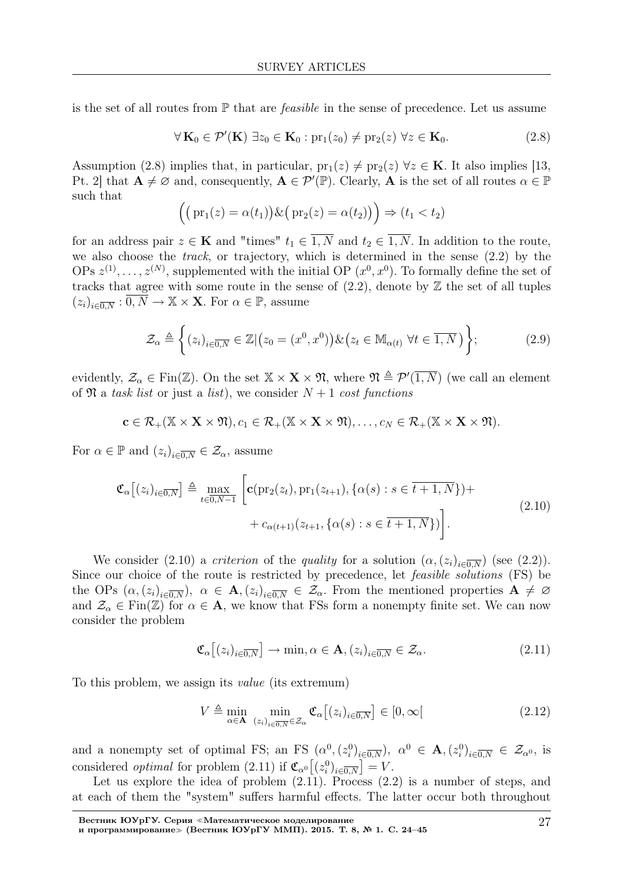is the set of all routes from $\mathbb{P}$ that are *feasible* in the sense of precedence. Let us assume

$$\forall \mathbf{K}_0 \in \mathcal{P}'(\mathbf{K})\ \exists z_0 \in \mathbf{K}_0 : \mathrm{pr}_1(z_0) \neq \mathrm{pr}_2(z)\ \forall z \in \mathbf{K}_0. \tag{2.8}$$

Assumption (2.8) implies that, in particular, $\mathrm{pr}_1(z) \neq \mathrm{pr}_2(z)\ \forall z \in \mathbf{K}$. It also implies [13, Pt. 2] that $\mathbf{A} \neq \varnothing$ and, consequently, $\mathbf{A} \in \mathcal{P}'(\mathbb{P})$. Clearly, $\mathbf{A}$ is the set of all routes $\alpha \in \mathbb{P}$ such that

$$\Big(\big(\mathrm{pr}_1(z) = \alpha(t_1)\big) \& \big(\mathrm{pr}_2(z) = \alpha(t_2)\big)\Big) \Rightarrow (t_1 < t_2)$$

for an address pair $z \in \mathbf{K}$ and "times" $t_1 \in \overline{1,N}$ and $t_2 \in \overline{1,N}$. In addition to the route, we also choose the *track*, or trajectory, which is determined in the sense (2.2) by the OPs $z^{(1)}, \ldots, z^{(N)}$, supplemented with the initial OP $(x^0, x^0)$. To formally define the set of tracks that agree with some route in the sense of (2.2), denote by $\mathbb{Z}$ the set of all tuples $(z_i)_{i \in \overline{0,N}} : \overline{0,N} \to \mathbb{X} \times \mathbf{X}$. For $\alpha \in \mathbb{P}$, assume

$$\mathcal{Z}_\alpha \triangleq \left\{ (z_i)_{i \in \overline{0,N}} \in \mathbb{Z} \big| \big(z_0 = (x^0, x^0)\big) \& \big(z_t \in \mathbb{M}_{\alpha(t)}\ \forall t \in \overline{1,N}\big) \right\}; \tag{2.9}$$

evidently, $\mathcal{Z}_\alpha \in \mathrm{Fin}(\mathbb{Z})$. On the set $\mathbb{X} \times \mathbf{X} \times \mathfrak{N}$, where $\mathfrak{N} \triangleq \mathcal{P}'(\overline{1,N})$ (we call an element of $\mathfrak{N}$ a *task list* or just a *list*), we consider $N+1$ *cost functions*

$$\mathbf{c} \in \mathcal{R}_+(\mathbb{X} \times \mathbf{X} \times \mathfrak{N}), c_1 \in \mathcal{R}_+(\mathbb{X} \times \mathbf{X} \times \mathfrak{N}), \ldots, c_N \in \mathcal{R}_+(\mathbb{X} \times \mathbf{X} \times \mathfrak{N}).$$

For $\alpha \in \mathbb{P}$ and $(z_i)_{i \in \overline{0,N}} \in \mathcal{Z}_\alpha$, assume

$$\begin{aligned}\mathfrak{C}_\alpha\big[(z_i)_{i \in \overline{0,N}}\big] \triangleq \max_{t \in \overline{0,N-1}} \Bigg[ &\mathbf{c}(\mathrm{pr}_2(z_t), \mathrm{pr}_1(z_{t+1}), \{\alpha(s) : s \in \overline{t+1,N}\}) + \\ &+ c_{\alpha(t+1)}(z_{t+1}, \{\alpha(s) : s \in \overline{t+1,N}\})\Bigg].\end{aligned} \tag{2.10}$$

We consider (2.10) a *criterion* of the *quality* for a solution $(\alpha, (z_i)_{i \in \overline{0,N}})$ (see (2.2)). Since our choice of the route is restricted by precedence, let *feasible solutions* (FS) be the OPs $(\alpha, (z_i)_{i \in \overline{0,N}})$, $\alpha \in \mathbf{A}, (z_i)_{i \in \overline{0,N}} \in \mathcal{Z}_\alpha$. From the mentioned properties $\mathbf{A} \neq \varnothing$ and $\mathcal{Z}_\alpha \in \mathrm{Fin}(\mathbb{Z})$ for $\alpha \in \mathbf{A}$, we know that FSs form a nonempty finite set. We can now consider the problem

$$\mathfrak{C}_\alpha\big[(z_i)_{i \in \overline{0,N}}\big] \to \min, \alpha \in \mathbf{A}, (z_i)_{i \in \overline{0,N}} \in \mathcal{Z}_\alpha. \tag{2.11}$$

To this problem, we assign its *value* (its extremum)

$$V \triangleq \min_{\alpha \in \mathbf{A}} \min_{(z_i)_{i \in \overline{0,N}} \in \mathcal{Z}_\alpha} \mathfrak{C}_\alpha\big[(z_i)_{i \in \overline{0,N}}\big] \in [0, \infty[ \tag{2.12}$$

and a nonempty set of optimal FS; an FS $(\alpha^0, (z_i^0)_{i \in \overline{0,N}})$, $\alpha^0 \in \mathbf{A}, (z_i^0)_{i \in \overline{0,N}} \in \mathcal{Z}_{\alpha^0}$, is considered *optimal* for problem (2.11) if $\mathfrak{C}_{\alpha^0}\big[(z_i^0)_{i \in \overline{0,N}}\big] = V$.

Let us explore the idea of problem (2.11). Process (2.2) is a number of steps, and at each of them the "system" suffers harmful effects. The latter occur both throughout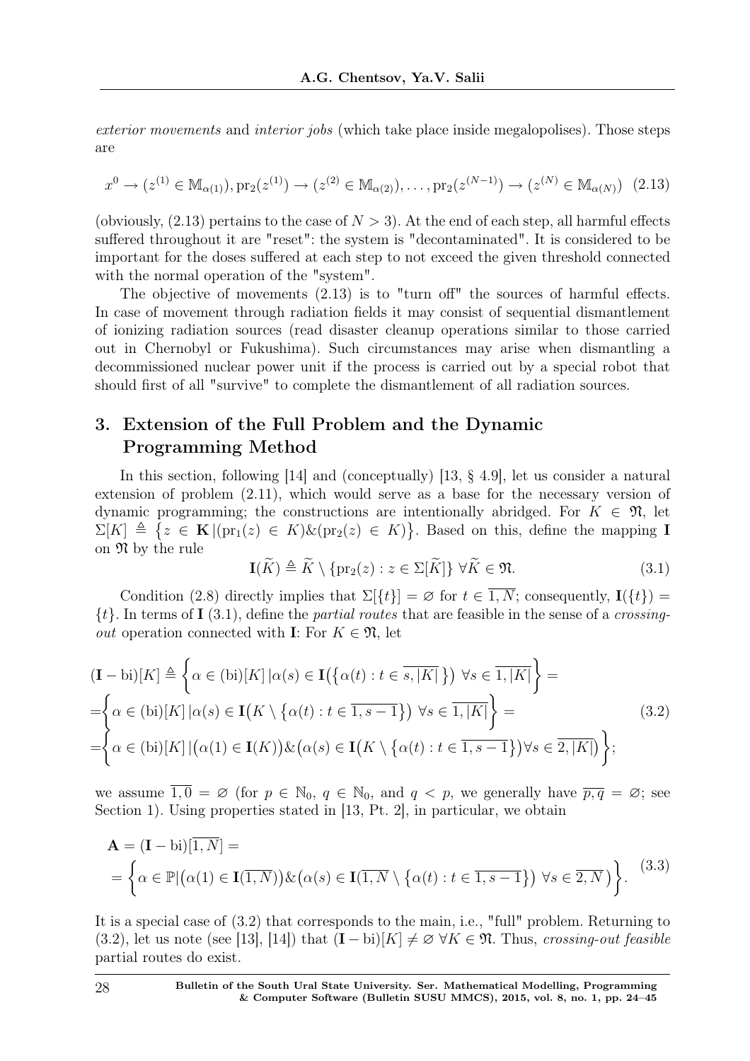*exterior movements* and *interior jobs* (which take place inside megalopolises). Those steps are

$$x^0 \to (z^{(1)} \in \mathbb{M}_{\alpha(1)}), \mathrm{pr}_2(z^{(1)}) \to (z^{(2)} \in \mathbb{M}_{\alpha(2)}), \ldots, \mathrm{pr}_2(z^{(N-1)}) \to (z^{(N)} \in \mathbb{M}_{\alpha(N)}) \quad (2.13)$$

(obviously, (2.13) pertains to the case of $N > 3$). At the end of each step, all harmful effects suffered throughout it are "reset": the system is "decontaminated". It is considered to be important for the doses suffered at each step to not exceed the given threshold connected with the normal operation of the "system".

The objective of movements (2.13) is to "turn off" the sources of harmful effects. In case of movement through radiation fields it may consist of sequential dismantlement of ionizing radiation sources (read disaster cleanup operations similar to those carried out in Chernobyl or Fukushima). Such circumstances may arise when dismantling a decommissioned nuclear power unit if the process is carried out by a special robot that should first of all "survive" to complete the dismantlement of all radiation sources.

## 3. Extension of the Full Problem and the Dynamic Programming Method

In this section, following [14] and (conceptually) [13, § 4.9], let us consider a natural extension of problem (2.11), which would serve as a base for the necessary version of dynamic programming; the constructions are intentionally abridged. For $K \in \mathfrak{N}$, let $\Sigma[K] \triangleq \{z \in \mathbf{K} \,|\, (\mathrm{pr}_1(z) \in K) \& (\mathrm{pr}_2(z) \in K)\}$. Based on this, define the mapping $\mathbf{I}$ on $\mathfrak{N}$ by the rule

$$\mathbf{I}(\widetilde{K}) \triangleq \widetilde{K} \setminus \{\mathrm{pr}_2(z) : z \in \Sigma[\widetilde{K}]\} \ \forall \widetilde{K} \in \mathfrak{N}. \quad (3.1)$$

Condition (2.8) directly implies that $\Sigma[\{t\}] = \varnothing$ for $t \in \overline{1, N}$; consequently, $\mathbf{I}(\{t\}) = \{t\}$. In terms of $\mathbf{I}$ (3.1), define the *partial routes* that are feasible in the sense of a *crossing-out* operation connected with $\mathbf{I}$: For $K \in \mathfrak{N}$, let

$$\begin{aligned}
(\mathbf{I} - \mathrm{bi})[K] &\triangleq \left\{\alpha \in (\mathrm{bi})[K] \,|\, \alpha(s) \in \mathbf{I}\big(\{\alpha(t) : t \in \overline{s, |K|}\}\big) \ \forall s \in \overline{1, |K|}\right\} = \\
&= \left\{\alpha \in (\mathrm{bi})[K] \,|\, \alpha(s) \in \mathbf{I}\big(K \setminus \{\alpha(t) : t \in \overline{1, s-1}\}\big) \ \forall s \in \overline{1, |K|}\right\} = \\
&= \left\{\alpha \in (\mathrm{bi})[K] \,|\, \big(\alpha(1) \in \mathbf{I}(K)\big) \& \big(\alpha(s) \in \mathbf{I}\big(K \setminus \{\alpha(t) : t \in \overline{1, s-1}\}\big) \forall s \in \overline{2, |K|}\big)\right\};
\end{aligned} \quad (3.2)$$

we assume $\overline{1, 0} = \varnothing$ (for $p \in \mathbb{N}_0$, $q \in \mathbb{N}_0$, and $q < p$, we generally have $\overline{p, q} = \varnothing$; see Section 1). Using properties stated in [13, Pt. 2], in particular, we obtain

$$\begin{aligned}
\mathbf{A} &= (\mathbf{I} - \mathrm{bi})[\overline{1, N}] = \\
&= \left\{\alpha \in \mathbb{P} \,|\, \big(\alpha(1) \in \mathbf{I}(\overline{1, N})\big) \& \big(\alpha(s) \in \mathbf{I}\big(\overline{1, N} \setminus \{\alpha(t) : t \in \overline{1, s-1}\}\big) \ \forall s \in \overline{2, N}\big)\right\}.
\end{aligned} \quad (3.3)$$

It is a special case of (3.2) that corresponds to the main, i.e., "full" problem. Returning to (3.2), let us note (see [13], [14]) that $(\mathbf{I} - \mathrm{bi})[K] \neq \varnothing \ \forall K \in \mathfrak{N}$. Thus, *crossing-out feasible* partial routes do exist.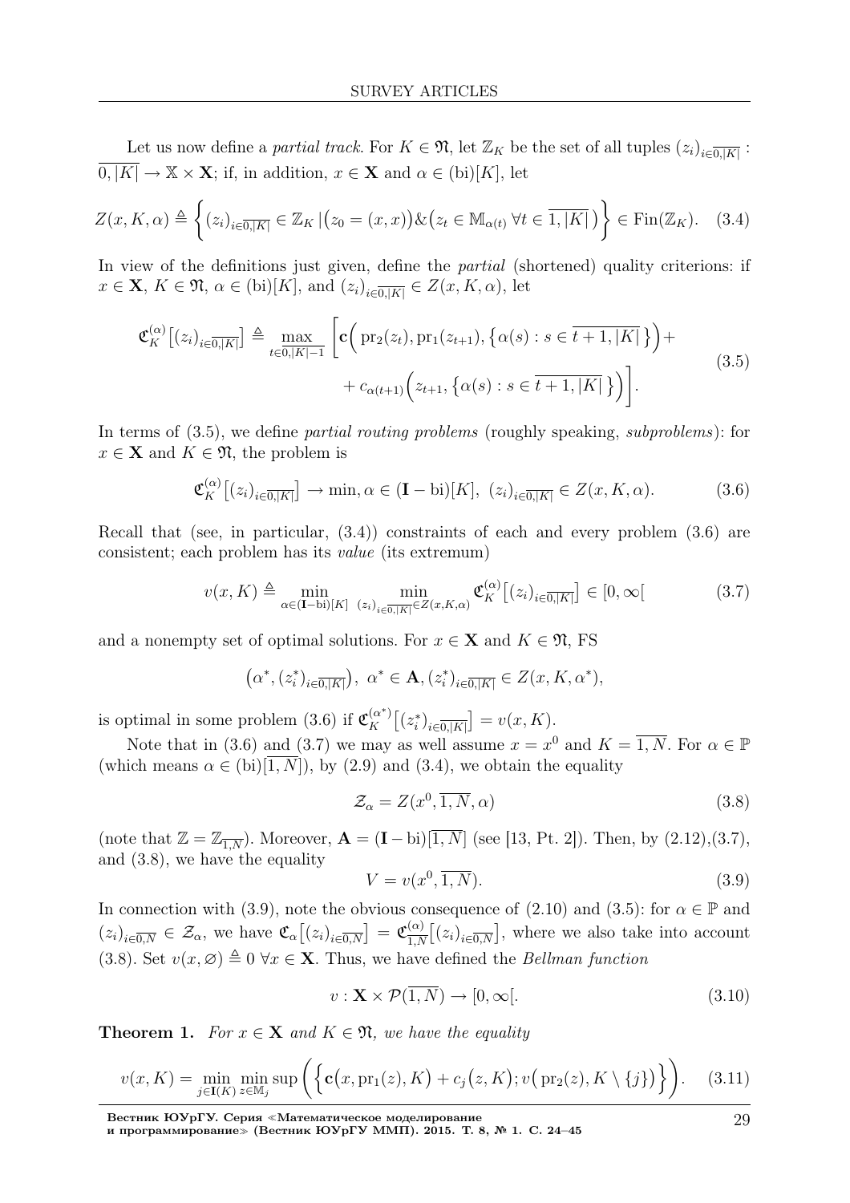Let us now define a *partial track*. For $K \in \mathfrak{N}$, let $\mathbb{Z}_K$ be the set of all tuples $(z_i)_{i\in\overline{0,|K|}} : \overline{0,|K|} \to \mathbb{X} \times \mathbf{X}$; if, in addition, $x \in \mathbf{X}$ and $\alpha \in (\mathrm{bi})[K]$, let

$$Z(x, K, \alpha) \triangleq \left\{ (z_i)_{i\in\overline{0,|K|}} \in \mathbb{Z}_K \,|\, \big(z_0 = (x, x)\big) \& \big(z_t \in \mathbb{M}_{\alpha(t)} \;\forall t \in \overline{1, |K|}\,\big) \right\} \in \mathrm{Fin}(\mathbb{Z}_K). \quad (3.4)$$

In view of the definitions just given, define the *partial* (shortened) quality criterions: if $x \in \mathbf{X}$, $K \in \mathfrak{N}$, $\alpha \in (\mathrm{bi})[K]$, and $(z_i)_{i\in\overline{0,|K|}} \in Z(x, K, \alpha)$, let

$$\mathfrak{C}_K^{(\alpha)}\big[(z_i)_{i\in\overline{0,|K|}}\big] \triangleq \max_{t\in\overline{0,|K|-1}} \left[ \mathbf{c}\Big(\mathrm{pr}_2(z_t), \mathrm{pr}_1(z_{t+1}), \big\{\alpha(s) : s \in \overline{t+1, |K|}\,\big\}\Big) + \right.$$
$$\left. + \, c_{\alpha(t+1)}\Big(z_{t+1}, \big\{\alpha(s) : s \in \overline{t+1, |K|}\,\big\}\Big) \right]. \quad (3.5)$$

In terms of (3.5), we define *partial routing problems* (roughly speaking, *subproblems*): for $x \in \mathbf{X}$ and $K \in \mathfrak{N}$, the problem is

$$\mathfrak{C}_K^{(\alpha)}\big[(z_i)_{i\in\overline{0,|K|}}\big] \to \min, \alpha \in (\mathbf{I} - \mathrm{bi})[K], \; (z_i)_{i\in\overline{0,|K|}} \in Z(x, K, \alpha). \quad (3.6)$$

Recall that (see, in particular, (3.4)) constraints of each and every problem (3.6) are consistent; each problem has its *value* (its extremum)

$$v(x, K) \triangleq \min_{\alpha\in(\mathbf{I}-\mathrm{bi})[K]} \; \min_{(z_i)_{i\in\overline{0,|K|}}\in Z(x,K,\alpha)} \mathfrak{C}_K^{(\alpha)}\big[(z_i)_{i\in\overline{0,|K|}}\big] \in [0, \infty[ \quad (3.7)$$

and a nonempty set of optimal solutions. For $x \in \mathbf{X}$ and $K \in \mathfrak{N}$, FS

$$\big(\alpha^*, (z_i^*)_{i\in\overline{0,|K|}}\big), \; \alpha^* \in \mathbf{A}, (z_i^*)_{i\in\overline{0,|K|}} \in Z(x, K, \alpha^*),$$

is optimal in some problem (3.6) if $\mathfrak{C}_K^{(\alpha^*)}\big[(z_i^*)_{i\in\overline{0,|K|}}\big] = v(x, K)$.

Note that in (3.6) and (3.7) we may as well assume $x = x^0$ and $K = \overline{1, N}$. For $\alpha \in \mathbb{P}$ (which means $\alpha \in (\mathrm{bi})[\overline{1, N}]$), by (2.9) and (3.4), we obtain the equality

$$\mathcal{Z}_\alpha = Z(x^0, \overline{1, N}, \alpha) \quad (3.8)$$

(note that $\mathbb{Z} = \mathbb{Z}_{\overline{1,N}}$). Moreover, $\mathbf{A} = (\mathbf{I} - \mathrm{bi})[\overline{1, N}]$ (see [13, Pt. 2]). Then, by (2.12),(3.7), and (3.8), we have the equality

$$V = v(x^0, \overline{1, N}). \quad (3.9)$$

In connection with (3.9), note the obvious consequence of (2.10) and (3.5): for $\alpha \in \mathbb{P}$ and $(z_i)_{i\in\overline{0,N}} \in \mathcal{Z}_\alpha$, we have $\mathfrak{C}_\alpha\big[(z_i)_{i\in\overline{0,N}}\big] = \mathfrak{C}_{\overline{1,N}}^{(\alpha)}\big[(z_i)_{i\in\overline{0,N}}\big]$, where we also take into account (3.8). Set $v(x, \varnothing) \triangleq 0 \;\forall x \in \mathbf{X}$. Thus, we have defined the *Bellman function*

$$v : \mathbf{X} \times \mathcal{P}(\overline{1, N}) \to [0, \infty[. \quad (3.10)$$

**Theorem 1.** *For $x \in \mathbf{X}$ and $K \in \mathfrak{N}$, we have the equality*

$$v(x, K) = \min_{j\in\mathbf{I}(K)} \min_{z\in\mathbb{M}_j} \sup\left( \Big\{ \mathbf{c}\big(x, \mathrm{pr}_1(z), K\big) + c_j\big(z, K\big); v\big(\mathrm{pr}_2(z), K \setminus \{j\}\big) \Big\} \right). \quad (3.11)$$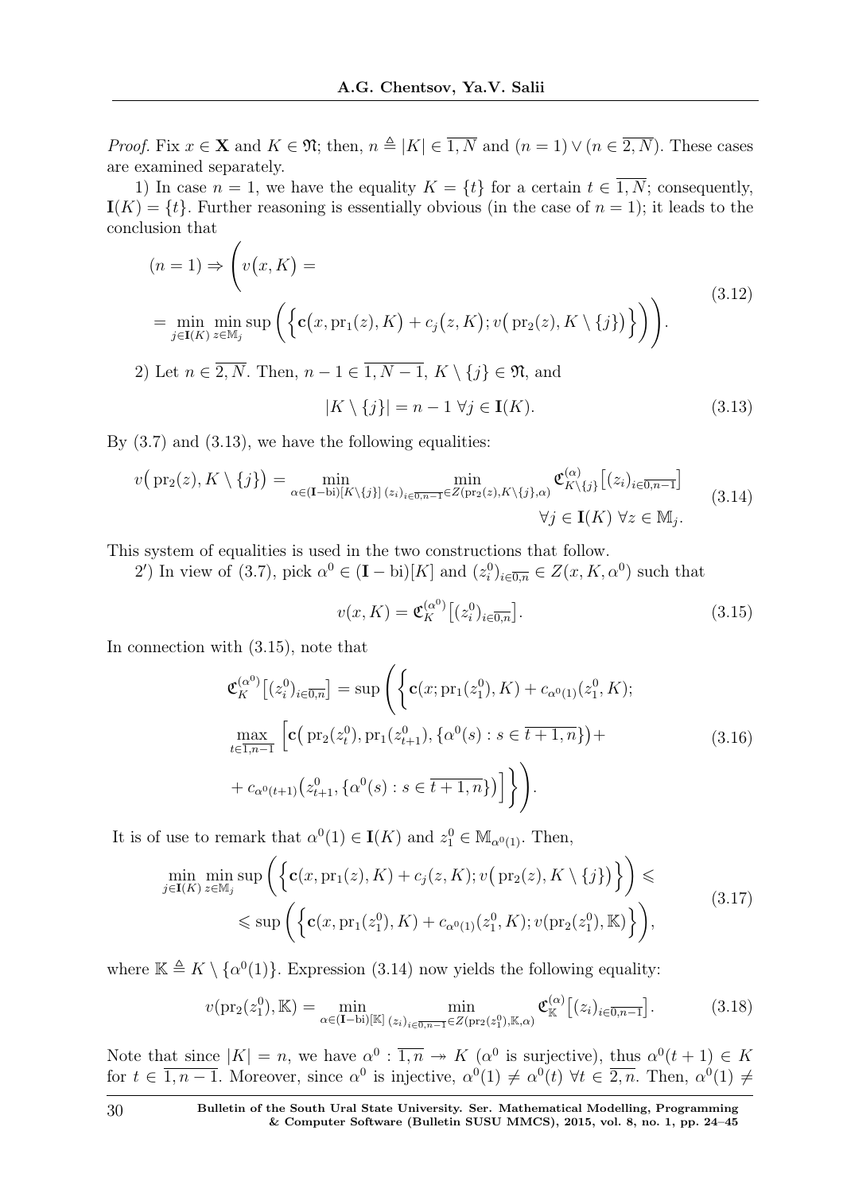*Proof.* Fix $x \in \mathbf{X}$ and $K \in \mathfrak{N}$; then, $n \triangleq |K| \in \overline{1,N}$ and $(n = 1) \vee (n \in \overline{2,N})$. These cases are examined separately.

1) In case $n = 1$, we have the equality $K = \{t\}$ for a certain $t \in \overline{1,N}$; consequently, $\mathbf{I}(K) = \{t\}$. Further reasoning is essentially obvious (in the case of $n = 1$); it leads to the conclusion that

$$
\begin{gathered}
(n = 1) \Rightarrow \Bigg( v\big(x, K\big) = \\
= \min_{j \in \mathbf{I}(K)} \min_{z \in \mathbb{M}_j} \sup \bigg( \Big\{ \mathbf{c}\big(x, \mathrm{pr}_1(z), K\big) + c_j\big(z, K\big); v\big(\,\mathrm{pr}_2(z), K \setminus \{j\}\big) \Big\} \bigg) \Bigg).
\end{gathered}
\tag{3.12}
$$

2) Let $n \in \overline{2,N}$. Then, $n - 1 \in \overline{1, N-1}$, $K \setminus \{j\} \in \mathfrak{N}$, and

$$
|K \setminus \{j\}| = n - 1 \;\forall j \in \mathbf{I}(K). \tag{3.13}
$$

By (3.7) and (3.13), we have the following equalities:

$$
\begin{gathered}
v\big(\,\mathrm{pr}_2(z), K \setminus \{j\}\big) = \min_{\alpha \in (\mathbf{I}-\mathrm{bi})[K \setminus \{j\}]} \; \min_{(z_i)_{i \in \overline{0,n-1}} \in Z(\mathrm{pr}_2(z), K \setminus \{j\}, \alpha)} \mathfrak{C}^{(\alpha)}_{K \setminus \{j\}}\big[(z_i)_{i \in \overline{0,n-1}}\big] \\
\forall j \in \mathbf{I}(K) \;\forall z \in \mathbb{M}_j.
\end{gathered}
\tag{3.14}
$$

This system of equalities is used in the two constructions that follow.

2$'$) In view of (3.7), pick $\alpha^0 \in (\mathbf{I}-\mathrm{bi})[K]$ and $(z_i^0)_{i \in \overline{0,n}} \in Z(x, K, \alpha^0)$ such that

$$
v(x, K) = \mathfrak{C}^{(\alpha^0)}_K\big[(z_i^0)_{i \in \overline{0,n}}\big]. \tag{3.15}
$$

In connection with (3.15), note that

$$
\begin{gathered}
\mathfrak{C}^{(\alpha^0)}_K\big[(z_i^0)_{i \in \overline{0,n}}\big] = \sup \Bigg( \bigg\{ \mathbf{c}(x; \mathrm{pr}_1(z_1^0), K) + c_{\alpha^0(1)}(z_1^0, K); \\
\max_{t \in \overline{1,n-1}} \Big[ \mathbf{c}\big(\,\mathrm{pr}_2(z_t^0), \mathrm{pr}_1(z_{t+1}^0), \{\alpha^0(s) : s \in \overline{t+1,n}\}\big) + \\
+ c_{\alpha^0(t+1)}\big(z_{t+1}^0, \{\alpha^0(s) : s \in \overline{t+1,n}\}\big) \Big] \bigg\} \Bigg).
\end{gathered}
\tag{3.16}
$$

It is of use to remark that $\alpha^0(1) \in \mathbf{I}(K)$ and $z_1^0 \in \mathbb{M}_{\alpha^0(1)}$. Then,

$$
\begin{gathered}
\min_{j \in \mathbf{I}(K)} \min_{z \in \mathbb{M}_j} \sup \bigg( \Big\{ \mathbf{c}(x, \mathrm{pr}_1(z), K) + c_j(z, K); v\big(\,\mathrm{pr}_2(z), K \setminus \{j\}\big) \Big\} \bigg) \leqslant \\
\leqslant \sup \bigg( \Big\{ \mathbf{c}(x, \mathrm{pr}_1(z_1^0), K) + c_{\alpha^0(1)}(z_1^0, K); v(\mathrm{pr}_2(z_1^0), \mathbb{K}) \Big\} \bigg),
\end{gathered}
\tag{3.17}
$$

where $\mathbb{K} \triangleq K \setminus \{\alpha^0(1)\}$. Expression (3.14) now yields the following equality:

$$
v(\mathrm{pr}_2(z_1^0), \mathbb{K}) = \min_{\alpha \in (\mathbf{I}-\mathrm{bi})[\mathbb{K}]} \; \min_{(z_i)_{i \in \overline{0,n-1}} \in Z(\mathrm{pr}_2(z_1^0), \mathbb{K}, \alpha)} \mathfrak{C}^{(\alpha)}_{\mathbb{K}}\big[(z_i)_{i \in \overline{0,n-1}}\big]. \tag{3.18}
$$

Note that since $|K| = n$, we have $\alpha^0 : \overline{1,n} \twoheadrightarrow K$ ($\alpha^0$ is surjective), thus $\alpha^0(t+1) \in K$ for $t \in \overline{1, n-1}$. Moreover, since $\alpha^0$ is injective, $\alpha^0(1) \neq \alpha^0(t)$ $\forall t \in \overline{2,n}$. Then, $\alpha^0(1) \neq$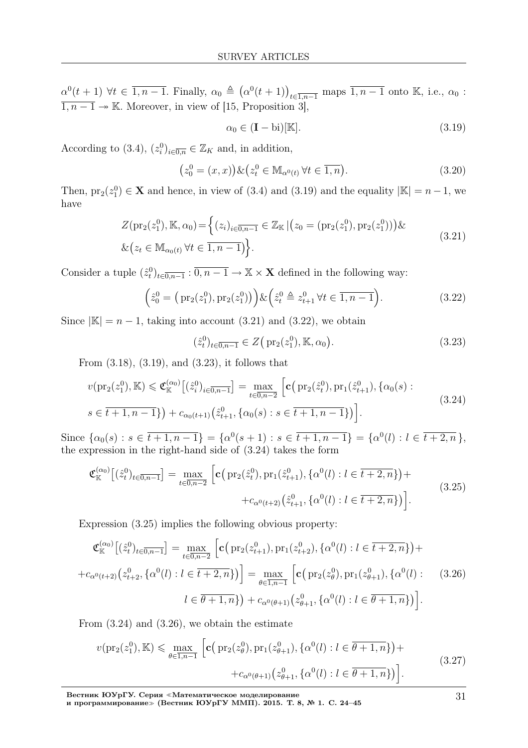$\alpha^0(t+1)\ \forall t \in \overline{1, n-1}$. Finally, $\alpha_0 \triangleq \big(\alpha^0(t+1)\big)_{t\in\overline{1,n-1}}$ maps $\overline{1, n-1}$ onto $\mathbb{K}$, i.e., $\alpha_0 : \overline{1, n-1} \twoheadrightarrow \mathbb{K}$. Moreover, in view of [15, Proposition 3],

$$\alpha_0 \in (\mathbf{I}-\mathrm{bi})[\mathbb{K}]. \tag{3.19}$$

According to (3.4), $(z_i^0)_{i\in\overline{0,n}} \in \mathbb{Z}_K$ and, in addition,

$$\big(z_0^0 = (x,x)\big) \& \big(z_t^0 \in \mathbb{M}_{\alpha^0(t)}\ \forall t \in \overline{1,n}\big). \tag{3.20}$$

Then, $\mathrm{pr}_2(z_1^0) \in \mathbf{X}$ and hence, in view of (3.4) and (3.19) and the equality $|\mathbb{K}| = n-1$, we have

$$Z(\mathrm{pr}_2(z_1^0), \mathbb{K}, \alpha_0) = \Big\{ (z_i)_{i\in\overline{0,n-1}} \in \mathbb{Z}_{\mathbb{K}} \,|\, \big(z_0 = (\mathrm{pr}_2(z_1^0), \mathrm{pr}_2(z_1^0))\big) \& \\ \& \big(z_t \in \mathbb{M}_{\alpha_0(t)}\ \forall t \in \overline{1,n-1}\big) \Big\}. \tag{3.21}$$

Consider a tuple $(\hat{z}_t^0)_{t\in\overline{0,n-1}} : \overline{0,n-1} \to \mathbb{X} \times \mathbf{X}$ defined in the following way:

$$\Big( \hat{z}_0^0 = \big(\mathrm{pr}_2(z_1^0), \mathrm{pr}_2(z_1^0)\big) \Big) \& \Big( \hat{z}_t^0 \triangleq z_{t+1}^0\ \forall t \in \overline{1,n-1} \Big). \tag{3.22}$$

Since $|\mathbb{K}| = n-1$, taking into account (3.21) and (3.22), we obtain

$$(\hat{z}_t^0)_{t\in\overline{0,n-1}} \in Z\big(\mathrm{pr}_2(z_1^0), \mathbb{K}, \alpha_0\big). \tag{3.23}$$

From (3.18), (3.19), and (3.23), it follows that

$$v(\mathrm{pr}_2(z_1^0), \mathbb{K}) \leqslant \mathfrak{C}_{\mathbb{K}}^{(\alpha_0)}\big[(\hat{z}_i^0)_{i\in\overline{0,n-1}}\big] = \max_{t\in\overline{0,n-2}} \Big[ \mathbf{c}\big(\mathrm{pr}_2(\hat{z}_t^0), \mathrm{pr}_1(\hat{z}_{t+1}^0), \{\alpha_0(s) : \\ s \in \overline{t+1,n-1}\}\big) + c_{\alpha_0(t+1)}\big(\hat{z}_{t+1}^0, \{\alpha_0(s) : s \in \overline{t+1,n-1}\}\big) \Big]. \tag{3.24}$$

Since $\{\alpha_0(s) : s \in \overline{t+1,n-1}\} = \{\alpha^0(s+1) : s \in \overline{t+1,n-1}\} = \{\alpha^0(l) : l \in \overline{t+2,n}\}$, the expression in the right-hand side of (3.24) takes the form

$$\mathfrak{C}_{\mathbb{K}}^{(\alpha_0)}\big[(\hat{z}_t^0)_{t\in\overline{0,n-1}}\big] = \max_{t\in\overline{0,n-2}} \Big[ \mathbf{c}\big(\mathrm{pr}_2(\hat{z}_t^0), \mathrm{pr}_1(\hat{z}_{t+1}^0), \{\alpha^0(l) : l \in \overline{t+2,n}\}\big) + \\ + c_{\alpha^0(t+2)}\big(\hat{z}_{t+1}^0, \{\alpha^0(l) : l \in \overline{t+2,n}\}\big) \Big]. \tag{3.25}$$

Expression (3.25) implies the following obvious property:

$$\mathfrak{C}_{\mathbb{K}}^{(\alpha_0)}\big[(\hat{z}_t^0)_{t\in\overline{0,n-1}}\big] = \max_{t\in\overline{0,n-2}} \Big[ \mathbf{c}\big(\mathrm{pr}_2(z_{t+1}^0), \mathrm{pr}_1(z_{t+2}^0), \{\alpha^0(l) : l \in \overline{t+2,n}\}\big) + \\ + c_{\alpha^0(t+2)}\big(z_{t+2}^0, \{\alpha^0(l) : l \in \overline{t+2,n}\}\big) \Big] = \max_{\theta\in\overline{1,n-1}} \Big[ \mathbf{c}\big(\mathrm{pr}_2(z_\theta^0), \mathrm{pr}_1(z_{\theta+1}^0), \{\alpha^0(l) : \\ l \in \overline{\theta+1,n}\}\big) + c_{\alpha^0(\theta+1)}\big(z_{\theta+1}^0, \{\alpha^0(l) : l \in \overline{\theta+1,n}\}\big) \Big]. \tag{3.26}$$

From (3.24) and (3.26), we obtain the estimate

$$v(\mathrm{pr}_2(z_1^0), \mathbb{K}) \leqslant \max_{\theta\in\overline{1,n-1}} \Big[ \mathbf{c}\big(\mathrm{pr}_2(z_\theta^0), \mathrm{pr}_1(z_{\theta+1}^0), \{\alpha^0(l) : l \in \overline{\theta+1,n}\}\big) + \\ + c_{\alpha^0(\theta+1)}\big(z_{\theta+1}^0, \{\alpha^0(l) : l \in \overline{\theta+1,n}\}\big) \Big]. \tag{3.27}$$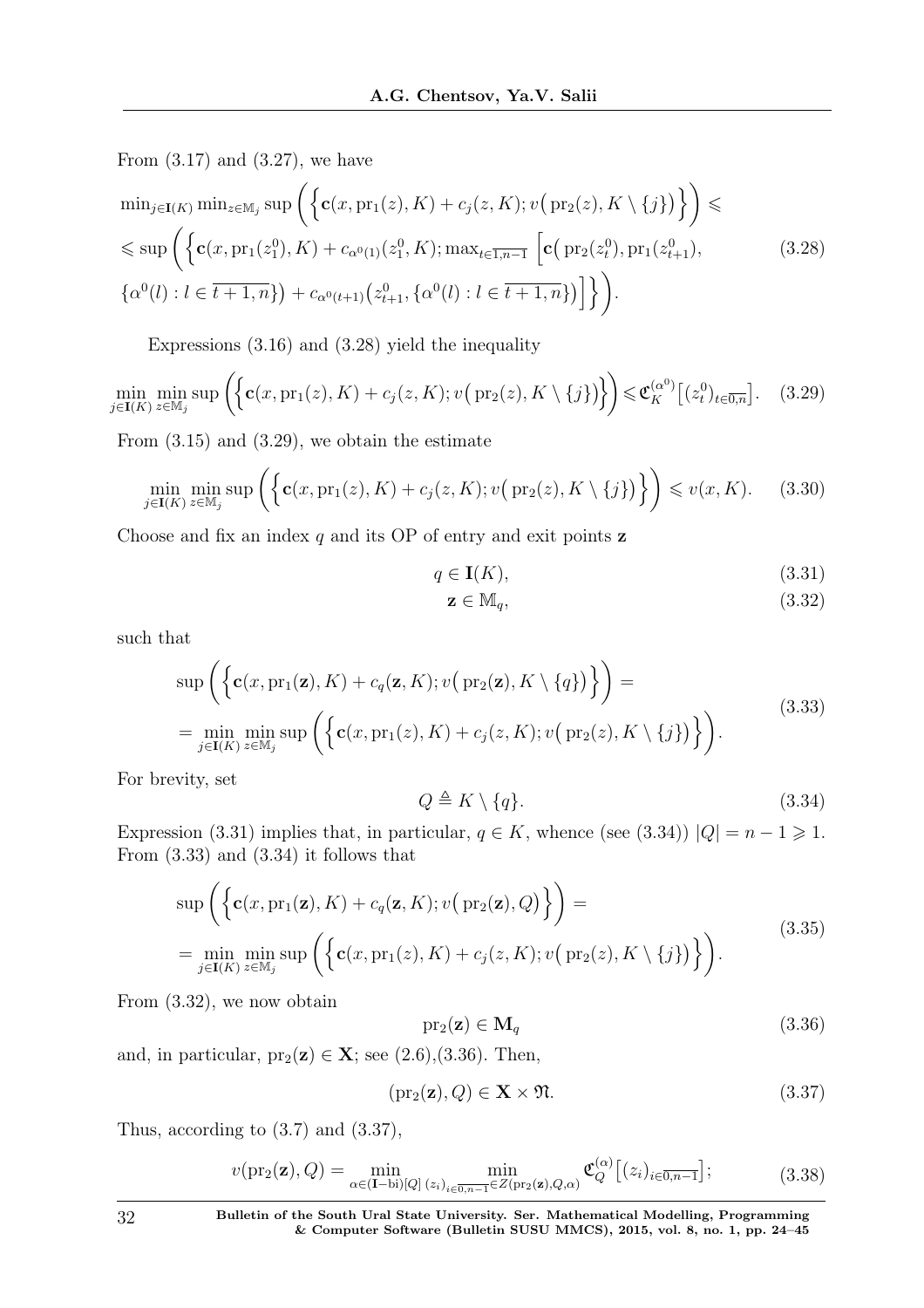From (3.17) and (3.27), we have

$$
\begin{aligned}
&\min_{j\in\mathbf{I}(K)}\min_{z\in\mathbb{M}_j}\sup\left(\left\{\mathbf{c}(x,\mathrm{pr}_1(z),K)+c_j(z,K);v\big(\mathrm{pr}_2(z),K\setminus\{j\}\big)\right\}\right)\leqslant\\
&\leqslant\sup\left(\left\{\mathbf{c}(x,\mathrm{pr}_1(z_1^0),K)+c_{\alpha^0(1)}(z_1^0,K);\max_{t\in\overline{1,n-1}}\left[\mathbf{c}\big(\mathrm{pr}_2(z_t^0),\mathrm{pr}_1(z_{t+1}^0),\right.\right.\right.\\
&\left.\left.\left.\{\alpha^0(l):l\in\overline{t+1,n}\}\big)+c_{\alpha^0(t+1)}\big(z_{t+1}^0,\{\alpha^0(l):l\in\overline{t+1,n}\}\big)\right]\right\}\right).
\end{aligned}\tag{3.28}
$$

Expressions (3.16) and (3.28) yield the inequality

$$
\min_{j\in\mathbf{I}(K)}\min_{z\in\mathbb{M}_j}\sup\left(\left\{\mathbf{c}(x,\mathrm{pr}_1(z),K)+c_j(z,K);v\big(\mathrm{pr}_2(z),K\setminus\{j\}\big)\right\}\right)\leqslant\mathfrak{C}_K^{(\alpha^0)}\big[(z_t^0)_{t\in\overline{0,n}}\big].\tag{3.29}
$$

From (3.15) and (3.29), we obtain the estimate

$$
\min_{j\in\mathbf{I}(K)}\min_{z\in\mathbb{M}_j}\sup\left(\left\{\mathbf{c}(x,\mathrm{pr}_1(z),K)+c_j(z,K);v\big(\mathrm{pr}_2(z),K\setminus\{j\}\big)\right\}\right)\leqslant v(x,K).\tag{3.30}
$$

Choose and fix an index $q$ and its OP of entry and exit points $\mathbf{z}$

$$
q\in\mathbf{I}(K),\tag{3.31}
$$

$$
\mathbf{z}\in\mathbb{M}_q,\tag{3.32}
$$

such that

$$
\begin{aligned}
&\sup\left(\left\{\mathbf{c}(x,\mathrm{pr}_1(\mathbf{z}),K)+c_q(\mathbf{z},K);v\big(\mathrm{pr}_2(\mathbf{z}),K\setminus\{q\}\big)\right\}\right)=\\
&=\min_{j\in\mathbf{I}(K)}\min_{z\in\mathbb{M}_j}\sup\left(\left\{\mathbf{c}(x,\mathrm{pr}_1(z),K)+c_j(z,K);v\big(\mathrm{pr}_2(z),K\setminus\{j\}\big)\right\}\right).
\end{aligned}\tag{3.33}
$$

For brevity, set

$$
Q\triangleq K\setminus\{q\}.\tag{3.34}
$$

Expression (3.31) implies that, in particular, $q\in K$, whence (see (3.34)) $|Q|=n-1\geqslant1$. From (3.33) and (3.34) it follows that

$$
\begin{aligned}
&\sup\left(\left\{\mathbf{c}(x,\mathrm{pr}_1(\mathbf{z}),K)+c_q(\mathbf{z},K);v\big(\mathrm{pr}_2(\mathbf{z}),Q\big)\right\}\right)=\\
&=\min_{j\in\mathbf{I}(K)}\min_{z\in\mathbb{M}_j}\sup\left(\left\{\mathbf{c}(x,\mathrm{pr}_1(z),K)+c_j(z,K);v\big(\mathrm{pr}_2(z),K\setminus\{j\}\big)\right\}\right).
\end{aligned}\tag{3.35}
$$

From (3.32), we now obtain

$$
\mathrm{pr}_2(\mathbf{z})\in\mathbf{M}_q\tag{3.36}
$$

and, in particular, $\mathrm{pr}_2(\mathbf{z})\in\mathbf{X}$; see (2.6),(3.36). Then,

$$
(\mathrm{pr}_2(\mathbf{z}),Q)\in\mathbf{X}\times\mathfrak{N}.\tag{3.37}
$$

Thus, according to (3.7) and (3.37),

$$
v(\mathrm{pr}_2(\mathbf{z}),Q)=\min_{\alpha\in(\mathbf{I}-\mathrm{bi})[Q]}\ \min_{(z_i)_{i\in\overline{0,n-1}}\in Z(\mathrm{pr}_2(\mathbf{z}),Q,\alpha)}\mathfrak{C}_Q^{(\alpha)}\big[(z_i)_{i\in\overline{0,n-1}}\big];\tag{3.38}
$$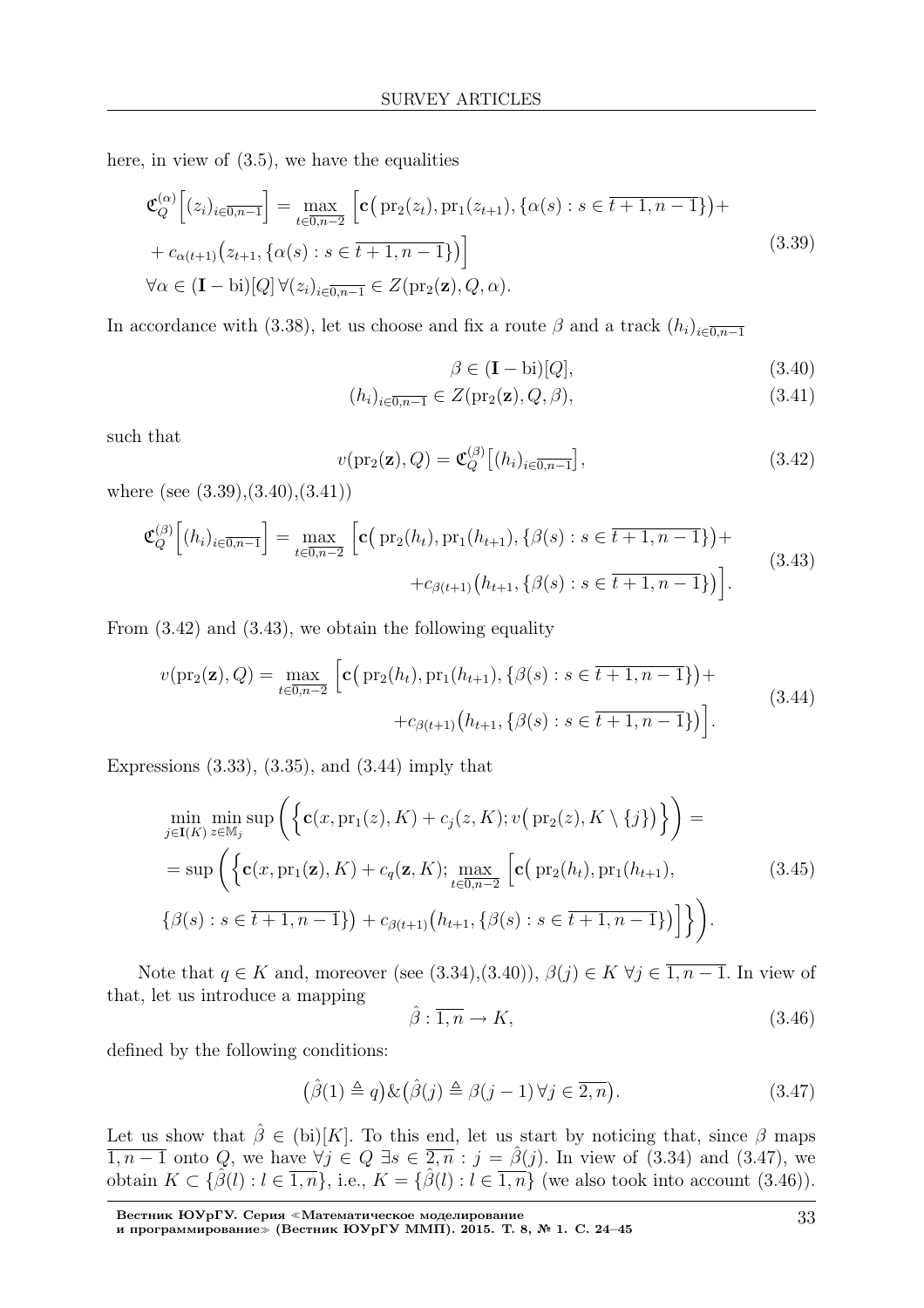here, in view of (3.5), we have the equalities

$$
\begin{aligned}
&\mathfrak{C}_Q^{(\alpha)}\Big[(z_i)_{i\in\overline{0,n-1}}\Big] = \max_{t\in\overline{0,n-2}}\Big[\mathbf{c}\big(\operatorname{pr}_2(z_t), \operatorname{pr}_1(z_{t+1}), \{\alpha(s): s\in\overline{t+1,n-1}\}\big) + \\
&+ c_{\alpha(t+1)}\big(z_{t+1}, \{\alpha(s): s\in\overline{t+1,n-1}\}\big)\Big] \\
&\forall \alpha\in(\mathbf{I}-\mathrm{bi})[Q]\; \forall (z_i)_{i\in\overline{0,n-1}} \in Z(\operatorname{pr}_2(\mathbf{z}), Q, \alpha).
\end{aligned}
\tag{3.39}
$$

In accordance with (3.38), let us choose and fix a route $\beta$ and a track $(h_i)_{i\in\overline{0,n-1}}$

$$
\beta\in(\mathbf{I}-\mathrm{bi})[Q], \tag{3.40}
$$

$$
(h_i)_{i\in\overline{0,n-1}} \in Z(\operatorname{pr}_2(\mathbf{z}), Q, \beta), \tag{3.41}
$$

such that

$$
v(\operatorname{pr}_2(\mathbf{z}), Q) = \mathfrak{C}_Q^{(\beta)}\big[(h_i)_{i\in\overline{0,n-1}}\big], \tag{3.42}
$$

where (see (3.39),(3.40),(3.41))

$$
\begin{aligned}
\mathfrak{C}_Q^{(\beta)}\Big[(h_i)_{i\in\overline{0,n-1}}\Big] = \max_{t\in\overline{0,n-2}}\Big[&\mathbf{c}\big(\operatorname{pr}_2(h_t), \operatorname{pr}_1(h_{t+1}), \{\beta(s): s\in\overline{t+1,n-1}\}\big) + \\
&+ c_{\beta(t+1)}\big(h_{t+1}, \{\beta(s): s\in\overline{t+1,n-1}\}\big)\Big].
\end{aligned}
\tag{3.43}
$$

From (3.42) and (3.43), we obtain the following equality

$$
\begin{aligned}
v(\operatorname{pr}_2(\mathbf{z}), Q) = \max_{t\in\overline{0,n-2}}\Big[&\mathbf{c}\big(\operatorname{pr}_2(h_t), \operatorname{pr}_1(h_{t+1}), \{\beta(s): s\in\overline{t+1,n-1}\}\big) + \\
&+ c_{\beta(t+1)}\big(h_{t+1}, \{\beta(s): s\in\overline{t+1,n-1}\}\big)\Big].
\end{aligned}
\tag{3.44}
$$

Expressions (3.33), (3.35), and (3.44) imply that

$$
\begin{aligned}
&\min_{j\in\mathbf{I}(K)}\min_{z\in\mathbb{M}_j}\sup\bigg(\Big\{\mathbf{c}(x, \operatorname{pr}_1(z), K) + c_j(z, K);\, v\big(\operatorname{pr}_2(z), K\setminus\{j\}\big)\Big\}\bigg) = \\
&= \sup\bigg(\Big\{\mathbf{c}(x, \operatorname{pr}_1(\mathbf{z}), K) + c_q(\mathbf{z}, K);\, \max_{t\in\overline{0,n-2}}\Big[\mathbf{c}\big(\operatorname{pr}_2(h_t), \operatorname{pr}_1(h_{t+1}), \\
&\{\beta(s): s\in\overline{t+1,n-1}\}\big) + c_{\beta(t+1)}\big(h_{t+1}, \{\beta(s): s\in\overline{t+1,n-1}\}\big)\Big]\Big\}\bigg).
\end{aligned}
\tag{3.45}
$$

Note that $q\in K$ and, moreover (see (3.34),(3.40)), $\beta(j)\in K\ \forall j\in\overline{1,n-1}$. In view of that, let us introduce a mapping

$$
\hat{\beta}:\overline{1,n}\to K, \tag{3.46}
$$

defined by the following conditions:

$$
\big(\hat{\beta}(1)\triangleq q\big)\&\big(\hat{\beta}(j)\triangleq\beta(j-1)\ \forall j\in\overline{2,n}\big). \tag{3.47}
$$

Let us show that $\hat{\beta}\in(\mathrm{bi})[K]$. To this end, let us start by noticing that, since $\beta$ maps $\overline{1,n-1}$ onto $Q$, we have $\forall j\in Q\ \exists s\in\overline{2,n}: j=\hat{\beta}(j)$. In view of (3.34) and (3.47), we obtain $K\subset\{\hat{\beta}(l): l\in\overline{1,n}\}$, i.e., $K=\{\hat{\beta}(l): l\in\overline{1,n}\}$ (we also took into account (3.46)).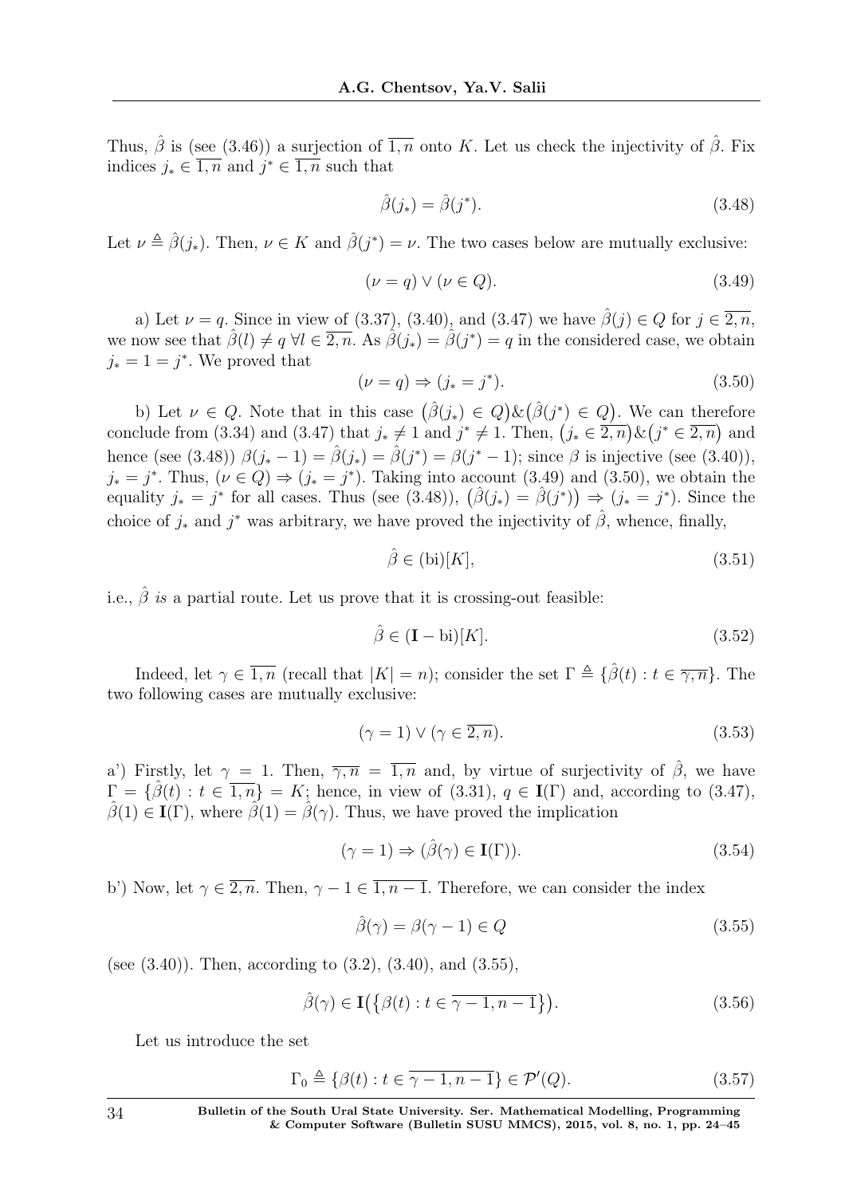Thus, $\hat{\beta}$ is (see (3.46)) a surjection of $\overline{1,n}$ onto $K$. Let us check the injectivity of $\hat{\beta}$. Fix indices $j_* \in \overline{1,n}$ and $j^* \in \overline{1,n}$ such that

$$\hat{\beta}(j_*) = \hat{\beta}(j^*). \tag{3.48}$$

Let $\nu \triangleq \hat{\beta}(j_*)$. Then, $\nu \in K$ and $\hat{\beta}(j^*) = \nu$. The two cases below are mutually exclusive:

$$(\nu = q) \vee (\nu \in Q). \tag{3.49}$$

a) Let $\nu = q$. Since in view of (3.37), (3.40), and (3.47) we have $\hat{\beta}(j) \in Q$ for $j \in \overline{2,n}$, we now see that $\hat{\beta}(l) \neq q \ \forall l \in \overline{2,n}$. As $\hat{\beta}(j_*) = \hat{\beta}(j^*) = q$ in the considered case, we obtain $j_* = 1 = j^*$. We proved that

$$(\nu = q) \Rightarrow (j_* = j^*). \tag{3.50}$$

b) Let $\nu \in Q$. Note that in this case $\big(\hat{\beta}(j_*) \in Q\big) \& \big(\hat{\beta}(j^*) \in Q\big)$. We can therefore conclude from (3.34) and (3.47) that $j_* \neq 1$ and $j^* \neq 1$. Then, $\big(j_* \in \overline{2,n}\big) \& \big(j^* \in \overline{2,n}\big)$ and hence (see (3.48)) $\beta(j_* - 1) = \hat{\beta}(j_*) = \hat{\beta}(j^*) = \beta(j^* - 1)$; since $\beta$ is injective (see (3.40)), $j_* = j^*$. Thus, $(\nu \in Q) \Rightarrow (j_* = j^*)$. Taking into account (3.49) and (3.50), we obtain the equality $j_* = j^*$ for all cases. Thus (see (3.48)), $\big(\hat{\beta}(j_*) = \hat{\beta}(j^*)\big) \Rightarrow (j_* = j^*)$. Since the choice of $j_*$ and $j^*$ was arbitrary, we have proved the injectivity of $\hat{\beta}$, whence, finally,

$$\hat{\beta} \in (\mathrm{bi})[K], \tag{3.51}$$

i.e., $\hat{\beta}$ *is* a partial route. Let us prove that it is crossing-out feasible:

$$\hat{\beta} \in (\mathbf{I} - \mathrm{bi})[K]. \tag{3.52}$$

Indeed, let $\gamma \in \overline{1,n}$ (recall that $|K| = n$); consider the set $\Gamma \triangleq \{\hat{\beta}(t) : t \in \overline{\gamma, n}\}$. The two following cases are mutually exclusive:

$$(\gamma = 1) \vee (\gamma \in \overline{2,n}). \tag{3.53}$$

a') Firstly, let $\gamma = 1$. Then, $\overline{\gamma, n} = \overline{1,n}$ and, by virtue of surjectivity of $\hat{\beta}$, we have $\Gamma = \{\hat{\beta}(t) : t \in \overline{1,n}\} = K$; hence, in view of (3.31), $q \in \mathbf{I}(\Gamma)$ and, according to (3.47), $\hat{\beta}(1) \in \mathbf{I}(\Gamma)$, where $\hat{\beta}(1) = \hat{\beta}(\gamma)$. Thus, we have proved the implication

$$(\gamma = 1) \Rightarrow (\hat{\beta}(\gamma) \in \mathbf{I}(\Gamma)). \tag{3.54}$$

b') Now, let $\gamma \in \overline{2,n}$. Then, $\gamma - 1 \in \overline{1, n-1}$. Therefore, we can consider the index

$$\hat{\beta}(\gamma) = \beta(\gamma - 1) \in Q \tag{3.55}$$

(see (3.40)). Then, according to (3.2), (3.40), and (3.55),

$$\hat{\beta}(\gamma) \in \mathbf{I}\big(\{\beta(t) : t \in \overline{\gamma - 1, n - 1}\}\big). \tag{3.56}$$

Let us introduce the set

$$\Gamma_0 \triangleq \{\beta(t) : t \in \overline{\gamma - 1, n - 1}\} \in \mathcal{P}'(Q). \tag{3.57}$$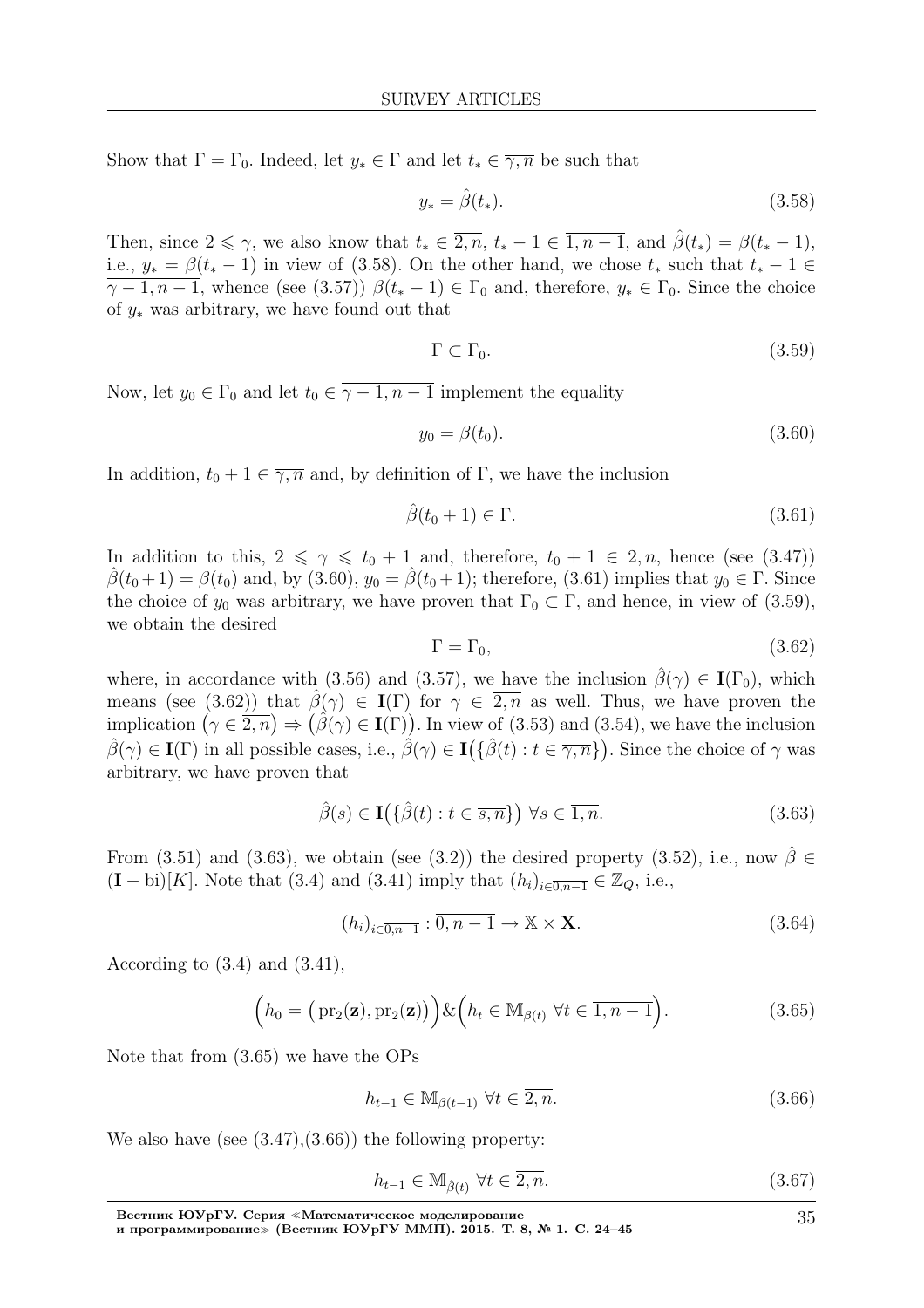Show that $\Gamma = \Gamma_0$. Indeed, let $y_* \in \Gamma$ and let $t_* \in \overline{\gamma, n}$ be such that

$$y_* = \hat{\beta}(t_*). \tag{3.58}$$

Then, since $2 \leqslant \gamma$, we also know that $t_* \in \overline{2, n}$, $t_* - 1 \in \overline{1, n-1}$, and $\hat{\beta}(t_*) = \beta(t_* - 1)$, i.e., $y_* = \beta(t_* - 1)$ in view of (3.58). On the other hand, we chose $t_*$ such that $t_* - 1 \in \overline{\gamma - 1, n-1}$, whence (see (3.57)) $\beta(t_* - 1) \in \Gamma_0$ and, therefore, $y_* \in \Gamma_0$. Since the choice of $y_*$ was arbitrary, we have found out that

$$\Gamma \subset \Gamma_0. \tag{3.59}$$

Now, let $y_0 \in \Gamma_0$ and let $t_0 \in \overline{\gamma - 1, n-1}$ implement the equality

$$y_0 = \beta(t_0). \tag{3.60}$$

In addition, $t_0 + 1 \in \overline{\gamma, n}$ and, by definition of $\Gamma$, we have the inclusion

$$\hat{\beta}(t_0 + 1) \in \Gamma. \tag{3.61}$$

In addition to this, $2 \leqslant \gamma \leqslant t_0 + 1$ and, therefore, $t_0 + 1 \in \overline{2, n}$, hence (see (3.47)) $\hat{\beta}(t_0 + 1) = \beta(t_0)$ and, by (3.60), $y_0 = \hat{\beta}(t_0 + 1)$; therefore, (3.61) implies that $y_0 \in \Gamma$. Since the choice of $y_0$ was arbitrary, we have proven that $\Gamma_0 \subset \Gamma$, and hence, in view of (3.59), we obtain the desired

$$\Gamma = \Gamma_0, \tag{3.62}$$

where, in accordance with (3.56) and (3.57), we have the inclusion $\hat{\beta}(\gamma) \in \mathbf{I}(\Gamma_0)$, which means (see (3.62)) that $\hat{\beta}(\gamma) \in \mathbf{I}(\Gamma)$ for $\gamma \in \overline{2, n}$ as well. Thus, we have proven the implication $\big(\gamma \in \overline{2, n}\big) \Rightarrow \big(\hat{\beta}(\gamma) \in \mathbf{I}(\Gamma)\big)$. In view of (3.53) and (3.54), we have the inclusion $\hat{\beta}(\gamma) \in \mathbf{I}(\Gamma)$ in all possible cases, i.e., $\hat{\beta}(\gamma) \in \mathbf{I}\big(\{\hat{\beta}(t) : t \in \overline{\gamma, n}\}\big)$. Since the choice of $\gamma$ was arbitrary, we have proven that

$$\hat{\beta}(s) \in \mathbf{I}\big(\{\hat{\beta}(t) : t \in \overline{s, n}\}\big) \ \forall s \in \overline{1, n}. \tag{3.63}$$

From (3.51) and (3.63), we obtain (see (3.2)) the desired property (3.52), i.e., now $\hat{\beta} \in (\mathbf{I} - \mathrm{bi})[K]$. Note that (3.4) and (3.41) imply that $(h_i)_{i \in \overline{0, n-1}} \in \mathbb{Z}_Q$, i.e.,

$$(h_i)_{i \in \overline{0, n-1}} : \overline{0, n-1} \to \mathbb{X} \times \mathbf{X}. \tag{3.64}$$

According to (3.4) and (3.41),

$$\Big(h_0 = \big(\mathrm{pr}_2(\mathbf{z}), \mathrm{pr}_2(\mathbf{z})\big)\Big) \& \Big(h_t \in \mathbb{M}_{\beta(t)} \ \forall t \in \overline{1, n-1}\Big). \tag{3.65}$$

Note that from (3.65) we have the OPs

$$h_{t-1} \in \mathbb{M}_{\beta(t-1)} \ \forall t \in \overline{2, n}. \tag{3.66}$$

We also have (see (3.47),(3.66)) the following property:

$$h_{t-1} \in \mathbb{M}_{\hat{\beta}(t)} \ \forall t \in \overline{2, n}. \tag{3.67}$$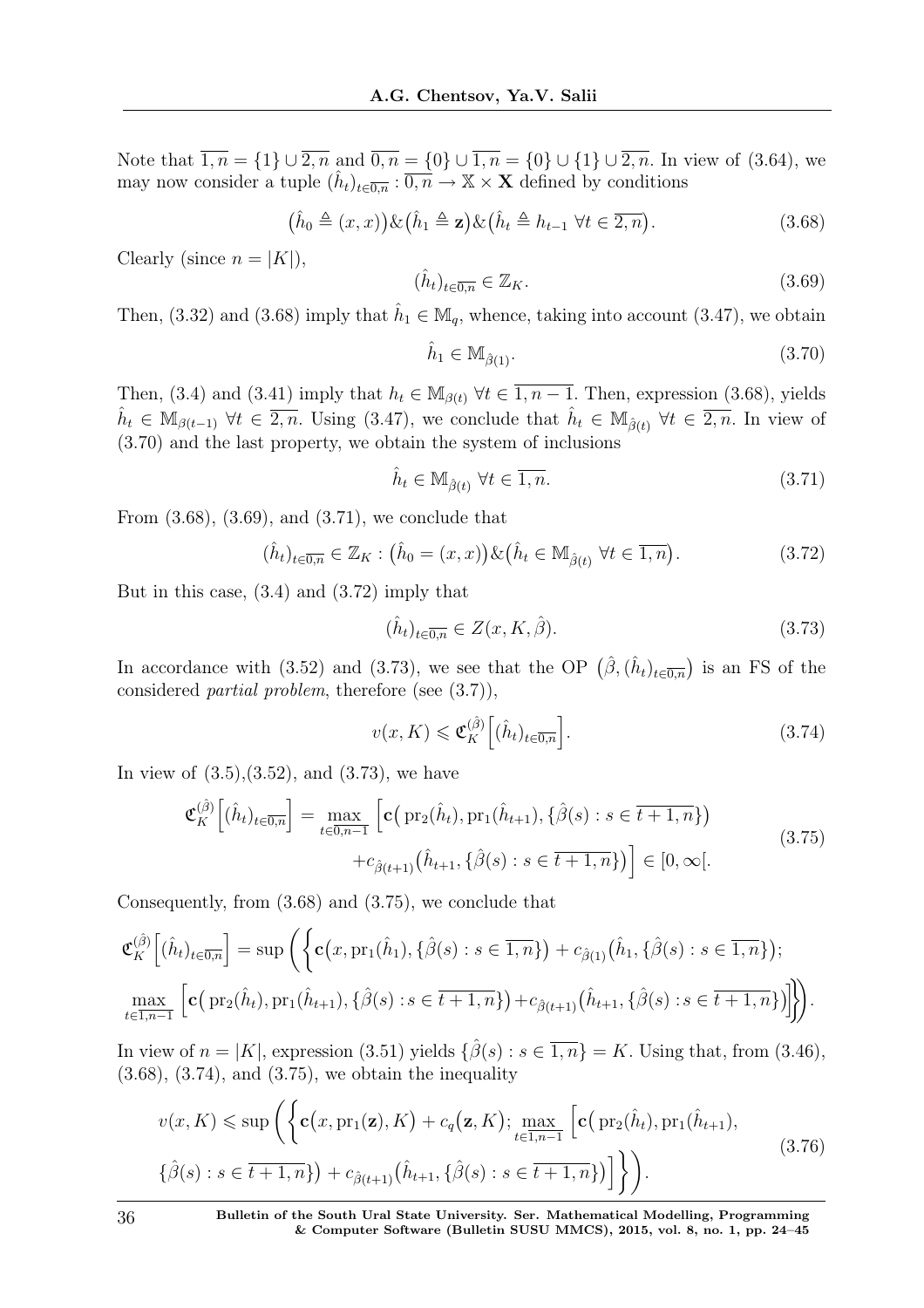Note that $\overline{1,n} = \{1\} \cup \overline{2,n}$ and $\overline{0,n} = \{0\} \cup \overline{1,n} = \{0\} \cup \{1\} \cup \overline{2,n}$. In view of (3.64), we may now consider a tuple $(\hat{h}_t)_{t \in \overline{0,n}} : \overline{0,n} \to \mathbb{X} \times \mathbf{X}$ defined by conditions

$$\big(\hat{h}_0 \triangleq (x,x)\big) \& \big(\hat{h}_1 \triangleq \mathbf{z}\big) \& \big(\hat{h}_t \triangleq h_{t-1} \ \forall t \in \overline{2,n}\big). \tag{3.68}$$

Clearly (since $n = |K|$),

$$(\hat{h}_t)_{t \in \overline{0,n}} \in \mathbb{Z}_K. \tag{3.69}$$

Then, (3.32) and (3.68) imply that $\hat{h}_1 \in \mathbb{M}_q$, whence, taking into account (3.47), we obtain

$$\hat{h}_1 \in \mathbb{M}_{\hat{\beta}(1)}. \tag{3.70}$$

Then, (3.4) and (3.41) imply that $h_t \in \mathbb{M}_{\beta(t)} \ \forall t \in \overline{1, n-1}$. Then, expression (3.68), yields $\hat{h}_t \in \mathbb{M}_{\beta(t-1)} \ \forall t \in \overline{2,n}$. Using (3.47), we conclude that $\hat{h}_t \in \mathbb{M}_{\hat{\beta}(t)} \ \forall t \in \overline{2,n}$. In view of (3.70) and the last property, we obtain the system of inclusions

$$\hat{h}_t \in \mathbb{M}_{\hat{\beta}(t)} \ \forall t \in \overline{1,n}. \tag{3.71}$$

From (3.68), (3.69), and (3.71), we conclude that

$$(\hat{h}_t)_{t \in \overline{0,n}} \in \mathbb{Z}_K : \big(\hat{h}_0 = (x,x)\big) \& \big(\hat{h}_t \in \mathbb{M}_{\hat{\beta}(t)} \ \forall t \in \overline{1,n}\big). \tag{3.72}$$

But in this case, (3.4) and (3.72) imply that

$$(\hat{h}_t)_{t \in \overline{0,n}} \in Z(x, K, \hat{\beta}). \tag{3.73}$$

In accordance with (3.52) and (3.73), we see that the OP $\big(\hat{\beta}, (\hat{h}_t)_{t \in \overline{0,n}}\big)$ is an FS of the considered *partial problem*, therefore (see (3.7)),

$$v(x, K) \leqslant \mathfrak{C}_K^{(\hat{\beta})}\Big[(\hat{h}_t)_{t \in \overline{0,n}}\Big]. \tag{3.74}$$

In view of (3.5),(3.52), and (3.73), we have

$$\mathfrak{C}_K^{(\hat{\beta})}\Big[(\hat{h}_t)_{t \in \overline{0,n}}\Big] = \max_{t \in \overline{0,n-1}} \Big[\mathbf{c}\big(\operatorname{pr}_2(\hat{h}_t), \operatorname{pr}_1(\hat{h}_{t+1}), \{\hat{\beta}(s) : s \in \overline{t+1,n}\}\big) + c_{\hat{\beta}(t+1)}\big(\hat{h}_{t+1}, \{\hat{\beta}(s) : s \in \overline{t+1,n}\}\big)\Big] \in [0, \infty[. \tag{3.75}$$

Consequently, from (3.68) and (3.75), we conclude that

$$\mathfrak{C}_K^{(\hat{\beta})}\Big[(\hat{h}_t)_{t \in \overline{0,n}}\Big] = \sup\Bigg(\bigg\{\mathbf{c}\big(x, \operatorname{pr}_1(\hat{h}_1), \{\hat{\beta}(s) : s \in \overline{1,n}\}\big) + c_{\hat{\beta}(1)}\big(\hat{h}_1, \{\hat{\beta}(s) : s \in \overline{1,n}\}\big); \max_{t \in \overline{1,n-1}} \Big[\mathbf{c}\big(\operatorname{pr}_2(\hat{h}_t), \operatorname{pr}_1(\hat{h}_{t+1}), \{\hat{\beta}(s) : s \in \overline{t+1,n}\}\big) + c_{\hat{\beta}(t+1)}\big(\hat{h}_{t+1}, \{\hat{\beta}(s) : s \in \overline{t+1,n}\}\big)\Big]\bigg\}\Bigg).$$

In view of $n = |K|$, expression (3.51) yields $\{\hat{\beta}(s) : s \in \overline{1,n}\} = K$. Using that, from (3.46), (3.68), (3.74), and (3.75), we obtain the inequality

$$v(x, K) \leqslant \sup\Bigg(\bigg\{\mathbf{c}\big(x, \operatorname{pr}_1(\mathbf{z}), K\big) + c_q\big(\mathbf{z}, K\big); \max_{t \in \overline{1,n-1}} \Big[\mathbf{c}\big(\operatorname{pr}_2(\hat{h}_t), \operatorname{pr}_1(\hat{h}_{t+1}), \{\hat{\beta}(s) : s \in \overline{t+1,n}\}\big) + c_{\hat{\beta}(t+1)}\big(\hat{h}_{t+1}, \{\hat{\beta}(s) : s \in \overline{t+1,n}\}\big)\Big]\bigg\}\Bigg). \tag{3.76}$$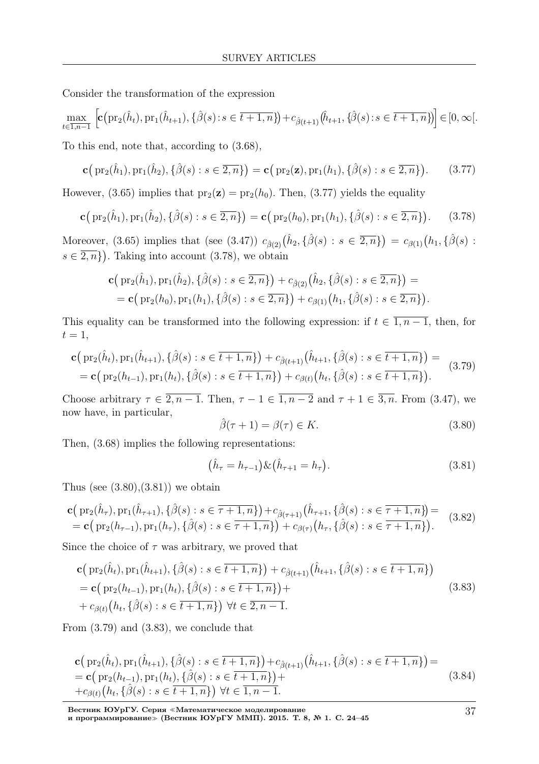Consider the transformation of the expression

$$\max_{t\in\overline{1,n-1}} \Big[\mathbf{c}\big(\mathrm{pr}_2(\hat{h}_t), \mathrm{pr}_1(\hat{h}_{t+1}), \{\hat{\beta}(s) : s \in \overline{t+1,n}\}\big) + c_{\hat{\beta}(t+1)}\big(\hat{h}_{t+1}, \{\hat{\beta}(s) : s \in \overline{t+1,n}\}\big)\Big] \in [0, \infty[.$$

To this end, note that, according to (3.68),

$$\mathbf{c}\big(\mathrm{pr}_2(\hat{h}_1), \mathrm{pr}_1(\hat{h}_2), \{\hat{\beta}(s) : s \in \overline{2,n}\}\big) = \mathbf{c}\big(\mathrm{pr}_2(\mathbf{z}), \mathrm{pr}_1(h_1), \{\hat{\beta}(s) : s \in \overline{2,n}\}\big). \tag{3.77}$$

However, (3.65) implies that $\mathrm{pr}_2(\mathbf{z}) = \mathrm{pr}_2(h_0)$. Then, (3.77) yields the equality

$$\mathbf{c}\big(\mathrm{pr}_2(\hat{h}_1), \mathrm{pr}_1(\hat{h}_2), \{\hat{\beta}(s) : s \in \overline{2,n}\}\big) = \mathbf{c}\big(\mathrm{pr}_2(h_0), \mathrm{pr}_1(h_1), \{\hat{\beta}(s) : s \in \overline{2,n}\}\big). \tag{3.78}$$

Moreover, (3.65) implies that (see (3.47)) $c_{\hat{\beta}(2)}\big(\hat{h}_2, \{\hat{\beta}(s) : s \in \overline{2,n}\}\big) = c_{\beta(1)}\big(h_1, \{\hat{\beta}(s) : s \in \overline{2,n}\}\big)$. Taking into account (3.78), we obtain

$$\begin{aligned}&\mathbf{c}\big(\mathrm{pr}_2(\hat{h}_1), \mathrm{pr}_1(\hat{h}_2), \{\hat{\beta}(s) : s \in \overline{2,n}\}\big) + c_{\hat{\beta}(2)}\big(\hat{h}_2, \{\hat{\beta}(s) : s \in \overline{2,n}\}\big) = \\ &= \mathbf{c}\big(\mathrm{pr}_2(h_0), \mathrm{pr}_1(h_1), \{\hat{\beta}(s) : s \in \overline{2,n}\}\big) + c_{\beta(1)}\big(h_1, \{\hat{\beta}(s) : s \in \overline{2,n}\}\big).\end{aligned}$$

This equality can be transformed into the following expression: if $t \in \overline{1,n-1}$, then, for $t = 1$,

$$\begin{aligned}&\mathbf{c}\big(\mathrm{pr}_2(\hat{h}_t), \mathrm{pr}_1(\hat{h}_{t+1}), \{\hat{\beta}(s) : s \in \overline{t+1,n}\}\big) + c_{\hat{\beta}(t+1)}\big(\hat{h}_{t+1}, \{\hat{\beta}(s) : s \in \overline{t+1,n}\}\big) = \\ &= \mathbf{c}\big(\mathrm{pr}_2(h_{t-1}), \mathrm{pr}_1(h_t), \{\hat{\beta}(s) : s \in \overline{t+1,n}\}\big) + c_{\beta(t)}\big(h_t, \{\hat{\beta}(s) : s \in \overline{t+1,n}\}\big).\end{aligned} \tag{3.79}$$

Choose arbitrary $\tau \in \overline{2,n-1}$. Then, $\tau - 1 \in \overline{1,n-2}$ and $\tau + 1 \in \overline{3,n}$. From (3.47), we now have, in particular,

$$\hat{\beta}(\tau+1) = \beta(\tau) \in K. \tag{3.80}$$

Then, (3.68) implies the following representations:

$$\big(\hat{h}_\tau = h_{\tau-1}\big) \& \big(\hat{h}_{\tau+1} = h_\tau\big). \tag{3.81}$$

Thus (see (3.80),(3.81)) we obtain

$$\begin{aligned}&\mathbf{c}\big(\mathrm{pr}_2(\hat{h}_\tau), \mathrm{pr}_1(\hat{h}_{\tau+1}), \{\hat{\beta}(s) : s \in \overline{\tau+1,n}\}\big) + c_{\hat{\beta}(\tau+1)}\big(\hat{h}_{\tau+1}, \{\hat{\beta}(s) : s \in \overline{\tau+1,n}\}\big) = \\ &= \mathbf{c}\big(\mathrm{pr}_2(h_{\tau-1}), \mathrm{pr}_1(h_\tau), \{\hat{\beta}(s) : s \in \overline{\tau+1,n}\}\big) + c_{\beta(\tau)}\big(h_\tau, \{\hat{\beta}(s) : s \in \overline{\tau+1,n}\}\big).\end{aligned} \tag{3.82}$$

Since the choice of $\tau$ was arbitrary, we proved that

$$\begin{aligned}&\mathbf{c}\big(\mathrm{pr}_2(\hat{h}_t), \mathrm{pr}_1(\hat{h}_{t+1}), \{\hat{\beta}(s) : s \in \overline{t+1,n}\}\big) + c_{\hat{\beta}(t+1)}\big(\hat{h}_{t+1}, \{\hat{\beta}(s) : s \in \overline{t+1,n}\}\big) \\ &= \mathbf{c}\big(\mathrm{pr}_2(h_{t-1}), \mathrm{pr}_1(h_t), \{\hat{\beta}(s) : s \in \overline{t+1,n}\}\big) + \\ &+ c_{\beta(t)}\big(h_t, \{\hat{\beta}(s) : s \in \overline{t+1,n}\}\big) \ \forall t \in \overline{2,n-1}.\end{aligned} \tag{3.83}$$

From (3.79) and (3.83), we conclude that

$$\begin{aligned}&\mathbf{c}\big(\mathrm{pr}_2(\hat{h}_t), \mathrm{pr}_1(\hat{h}_{t+1}), \{\hat{\beta}(s) : s \in \overline{t+1,n}\}\big) + c_{\hat{\beta}(t+1)}\big(\hat{h}_{t+1}, \{\hat{\beta}(s) : s \in \overline{t+1,n}\}\big) = \\ &= \mathbf{c}\big(\mathrm{pr}_2(h_{t-1}), \mathrm{pr}_1(h_t), \{\hat{\beta}(s) : s \in \overline{t+1,n}\}\big) + \\ &+ c_{\beta(t)}\big(h_t, \{\hat{\beta}(s) : s \in \overline{t+1,n}\}\big) \ \forall t \in \overline{1,n-1}.\end{aligned} \tag{3.84}$$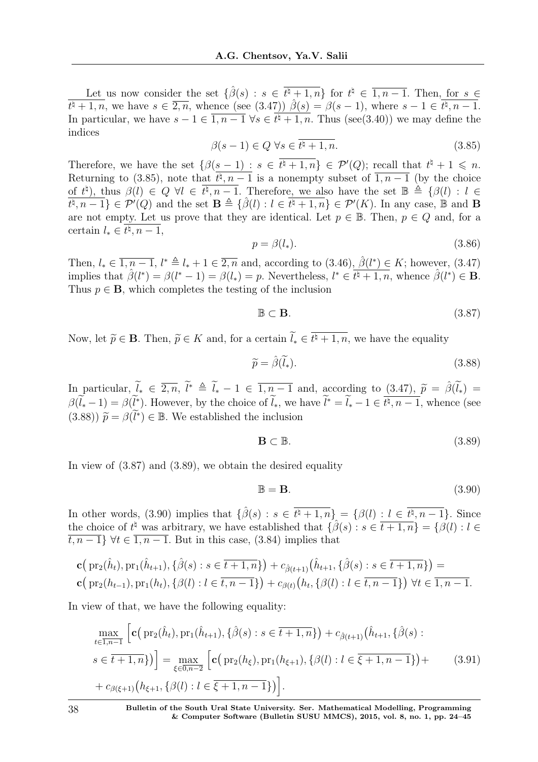Let us now consider the set $\{\hat{\beta}(s) : s \in \overline{t^\natural + 1, n}\}$ for $t^\natural \in \overline{1, n-1}$. Then, for $s \in \overline{t^\natural + 1, n}$, we have $s \in \overline{2, n}$, whence (see (3.47)) $\hat{\beta}(s) = \beta(s-1)$, where $s - 1 \in \overline{t^\natural, n-1}$. In particular, we have $s - 1 \in \overline{1, n-1}$ $\forall s \in \overline{t^\natural + 1, n}$. Thus (see(3.40)) we may define the indices

$$\beta(s-1) \in Q \ \forall s \in \overline{t^\natural + 1, n}. \tag{3.85}$$

Therefore, we have the set $\{\beta(s-1) : s \in \overline{t^\natural + 1, n}\} \in \mathcal{P}'(Q)$; recall that $t^\natural + 1 \leqslant n$. Returning to (3.85), note that $\overline{t^\natural, n-1}$ is a nonempty subset of $\overline{1, n-1}$ (by the choice of $t^\natural$), thus $\beta(l) \in Q$ $\forall l \in \overline{t^\natural, n-1}$. Therefore, we also have the set $\mathbb{B} \triangleq \{\beta(l) : l \in \overline{t^\natural, n-1}\} \in \mathcal{P}'(Q)$ and the set $\mathbf{B} \triangleq \{\hat{\beta}(l) : l \in \overline{t^\natural + 1, n}\} \in \mathcal{P}'(K)$. In any case, $\mathbb{B}$ and $\mathbf{B}$ are not empty. Let us prove that they are identical. Let $p \in \mathbb{B}$. Then, $p \in Q$ and, for a certain $l_* \in \overline{t^\natural, n-1}$,

$$p = \beta(l_*). \tag{3.86}$$

Then, $l_* \in \overline{1, n-1}$, $l^* \triangleq l_* + 1 \in \overline{2, n}$ and, according to (3.46), $\hat{\beta}(l^*) \in K$; however, (3.47) implies that $\hat{\beta}(l^*) = \beta(l^* - 1) = \beta(l_*) = p$. Nevertheless, $l^* \in \overline{t^\natural + 1, n}$, whence $\hat{\beta}(l^*) \in \mathbf{B}$. Thus $p \in \mathbf{B}$, which completes the testing of the inclusion

$$\mathbb{B} \subset \mathbf{B}. \tag{3.87}$$

Now, let $\widetilde{p} \in \mathbf{B}$. Then, $\widetilde{p} \in K$ and, for a certain $\widetilde{l}_* \in \overline{t^\natural + 1, n}$, we have the equality

$$\widetilde{p} = \hat{\beta}(\widetilde{l}_*). \tag{3.88}$$

In particular, $\widetilde{l}_* \in \overline{2, n}$, $\widetilde{l}^* \triangleq \widetilde{l}_* - 1 \in \overline{1, n-1}$ and, according to (3.47), $\widetilde{p} = \hat{\beta}(\widetilde{l}_*) = \beta(\widetilde{l}_* - 1) = \beta(\widetilde{l}^*)$. However, by the choice of $\widetilde{l}_*$, we have $\widetilde{l}^* = \widetilde{l}_* - 1 \in \overline{t^\natural, n-1}$, whence (see (3.88)) $\widetilde{p} = \beta(\widetilde{l}^*) \in \mathbb{B}$. We established the inclusion

$$\mathbf{B} \subset \mathbb{B}. \tag{3.89}$$

In view of (3.87) and (3.89), we obtain the desired equality

$$\mathbb{B} = \mathbf{B}. \tag{3.90}$$

In other words, (3.90) implies that $\{\hat{\beta}(s) : s \in \overline{t^\natural + 1, n}\} = \{\beta(l) : l \in \overline{t^\natural, n-1}\}$. Since the choice of $t^\natural$ was arbitrary, we have established that $\{\hat{\beta}(s) : s \in \overline{t+1, n}\} = \{\beta(l) : l \in \overline{t, n-1}\}$ $\forall t \in \overline{1, n-1}$. But in this case, (3.84) implies that

$$\mathbf{c}\big(\operatorname{pr}_2(\hat{h}_t), \operatorname{pr}_1(\hat{h}_{t+1}), \{\hat{\beta}(s) : s \in \overline{t+1, n}\}\big) + c_{\hat{\beta}(t+1)}\big(\hat{h}_{t+1}, \{\hat{\beta}(s) : s \in \overline{t+1, n}\}\big) =$$
$$\mathbf{c}\big(\operatorname{pr}_2(h_{t-1}), \operatorname{pr}_1(h_t), \{\beta(l) : l \in \overline{t, n-1}\}\big) + c_{\beta(t)}\big(h_t, \{\beta(l) : l \in \overline{t, n-1}\}\big) \ \forall t \in \overline{1, n-1}.$$

In view of that, we have the following equality:

$$\begin{aligned}
&\max_{t \in \overline{1, n-1}} \Big[\mathbf{c}\big(\operatorname{pr}_2(\hat{h}_t), \operatorname{pr}_1(\hat{h}_{t+1}), \{\hat{\beta}(s) : s \in \overline{t+1, n}\}\big) + c_{\hat{\beta}(t+1)}\big(\hat{h}_{t+1}, \{\hat{\beta}(s) : \\
&s \in \overline{t+1, n}\}\big)\Big] = \max_{\xi \in \overline{0, n-2}} \Big[\mathbf{c}\big(\operatorname{pr}_2(h_\xi), \operatorname{pr}_1(h_{\xi+1}), \{\beta(l) : l \in \overline{\xi + 1, n-1}\}\big) + \\
&+ c_{\beta(\xi+1)}\big(h_{\xi+1}, \{\beta(l) : l \in \overline{\xi + 1, n-1}\}\big)\Big].
\end{aligned} \tag{3.91}$$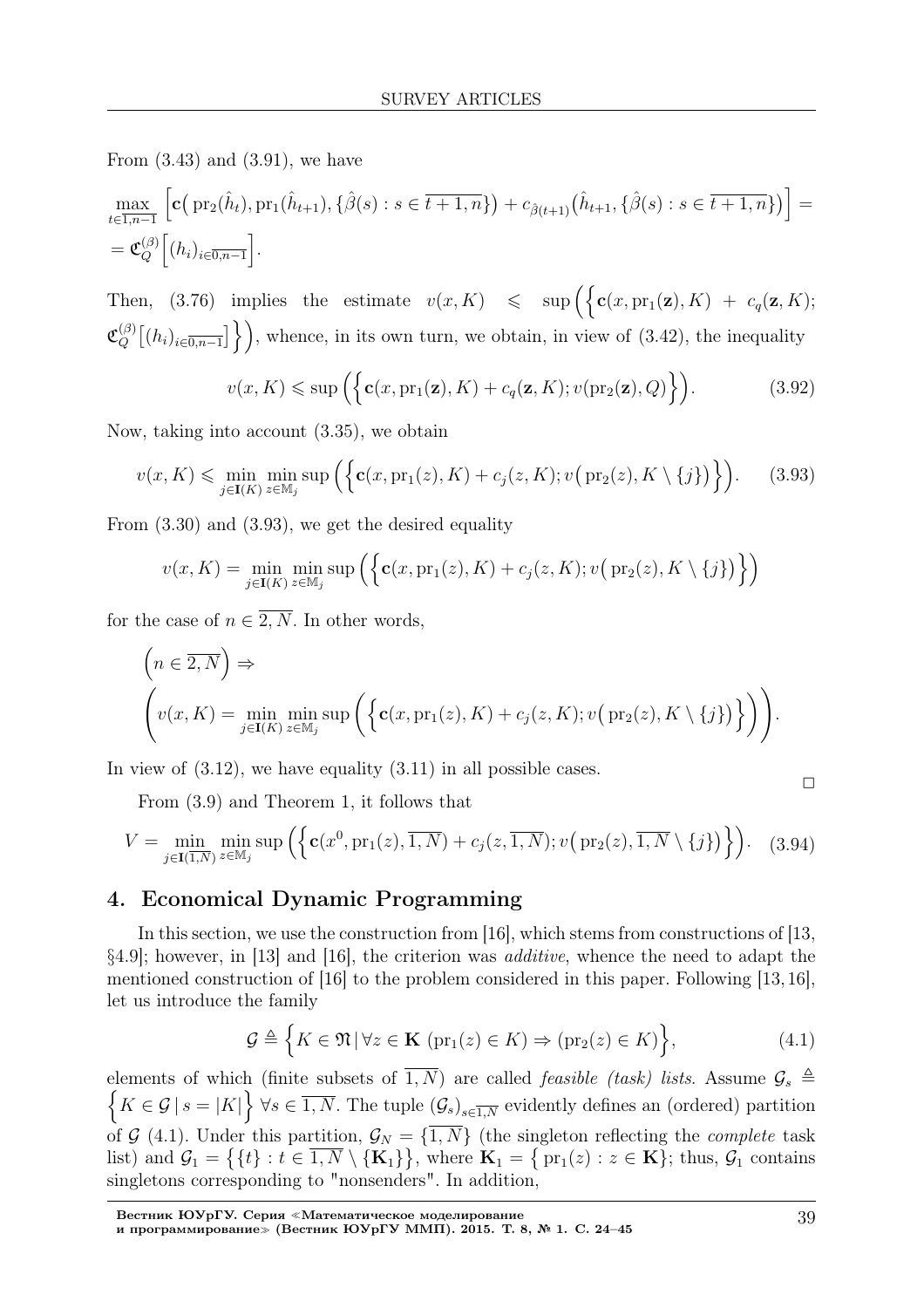From (3.43) and (3.91), we have

$$\max_{t\in\overline{1,n-1}}\Big[\mathbf{c}\big(\operatorname{pr}_2(\hat h_t),\operatorname{pr}_1(\hat h_{t+1}),\{\hat\beta(s):s\in\overline{t+1,n}\}\big)+c_{\hat\beta(t+1)}\big(\hat h_{t+1},\{\hat\beta(s):s\in\overline{t+1,n}\}\big)\Big]=$$
$$=\mathfrak{C}_Q^{(\beta)}\Big[(h_i)_{i\in\overline{0,n-1}}\Big].$$

Then, (3.76) implies the estimate $v(x,K)\ \leqslant\ \sup\Big(\Big\{\mathbf{c}(x,\operatorname{pr}_1(\mathbf{z}),K)\ +\ c_q(\mathbf{z},K);$ $\mathfrak{C}_Q^{(\beta)}\big[(h_i)_{i\in\overline{0,n-1}}\big]\Big\}\Big)$, whence, in its own turn, we obtain, in view of (3.42), the inequality

$$v(x,K)\leqslant\sup\Big(\Big\{\mathbf{c}(x,\operatorname{pr}_1(\mathbf{z}),K)+c_q(\mathbf{z},K);v(\operatorname{pr}_2(\mathbf{z}),Q)\Big\}\Big).\tag{3.92}$$

Now, taking into account (3.35), we obtain

$$v(x,K)\leqslant\min_{j\in\mathbf{I}(K)}\min_{z\in\mathbb{M}_j}\sup\Big(\Big\{\mathbf{c}(x,\operatorname{pr}_1(z),K)+c_j(z,K);v\big(\operatorname{pr}_2(z),K\setminus\{j\}\big)\Big\}\Big).\tag{3.93}$$

From (3.30) and (3.93), we get the desired equality

$$v(x,K)=\min_{j\in\mathbf{I}(K)}\min_{z\in\mathbb{M}_j}\sup\Big(\Big\{\mathbf{c}(x,\operatorname{pr}_1(z),K)+c_j(z,K);v\big(\operatorname{pr}_2(z),K\setminus\{j\}\big)\Big\}\Big)$$

for the case of $n\in\overline{2,N}$. In other words,

$$\Big(n\in\overline{2,N}\Big)\Rightarrow$$
$$\left(v(x,K)=\min_{j\in\mathbf{I}(K)}\min_{z\in\mathbb{M}_j}\sup\Big(\Big\{\mathbf{c}(x,\operatorname{pr}_1(z),K)+c_j(z,K);v\big(\operatorname{pr}_2(z),K\setminus\{j\}\big)\Big\}\Big)\right).$$

In view of (3.12), we have equality (3.11) in all possible cases. □

From (3.9) and Theorem 1, it follows that

$$V=\min_{j\in\mathbf{I}(\overline{1,N})}\min_{z\in\mathbb{M}_j}\sup\Big(\Big\{\mathbf{c}(x^0,\operatorname{pr}_1(z),\overline{1,N})+c_j(z,\overline{1,N});v\big(\operatorname{pr}_2(z),\overline{1,N}\setminus\{j\}\big)\Big\}\Big).\tag{3.94}$$

## 4. Economical Dynamic Programming

In this section, we use the construction from [16], which stems from constructions of [13, §4.9]; however, in [13] and [16], the criterion was *additive*, whence the need to adapt the mentioned construction of [16] to the problem considered in this paper. Following [13,16], let us introduce the family

$$\mathcal{G}\triangleq\Big\{K\in\mathfrak{N}\,|\,\forall z\in\mathbf{K}\ (\operatorname{pr}_1(z)\in K)\Rightarrow(\operatorname{pr}_2(z)\in K)\Big\},\tag{4.1}$$

elements of which (finite subsets of $\overline{1,N}$) are called *feasible (task) lists*. Assume $\mathcal{G}_s\triangleq\Big\{K\in\mathcal{G}\,|\,s=|K|\Big\}$ $\forall s\in\overline{1,N}$. The tuple $(\mathcal{G}_s)_{s\in\overline{1,N}}$ evidently defines an (ordered) partition of $\mathcal{G}$ (4.1). Under this partition, $\mathcal{G}_N=\{\overline{1,N}\}$ (the singleton reflecting the *complete* task list) and $\mathcal{G}_1=\big\{\{t\}:t\in\overline{1,N}\setminus\{\mathbf{K}_1\}\big\}$, where $\mathbf{K}_1=\big\{\operatorname{pr}_1(z):z\in\mathbf{K}\}$; thus, $\mathcal{G}_1$ contains singletons corresponding to "nonsenders". In addition,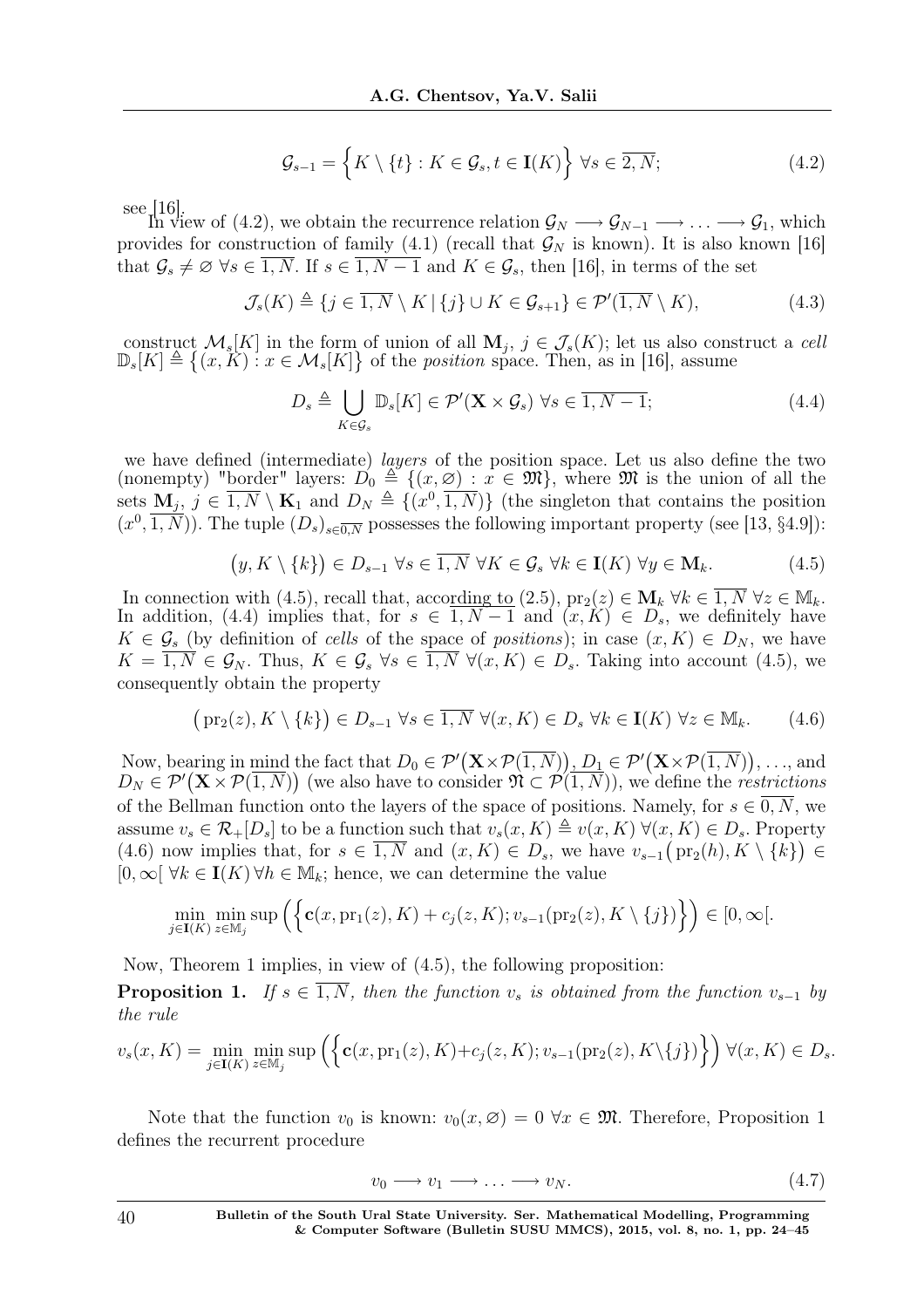$$\mathcal{G}_{s-1} = \Big\{ K \setminus \{t\} : K \in \mathcal{G}_s, t \in \mathbf{I}(K) \Big\} \ \forall s \in \overline{2, N}; \tag{4.2}$$

see [16].

In view of (4.2), we obtain the recurrence relation $\mathcal{G}_N \longrightarrow \mathcal{G}_{N-1} \longrightarrow \ldots \longrightarrow \mathcal{G}_1$, which provides for construction of family (4.1) (recall that $\mathcal{G}_N$ is known). It is also known [16] that $\mathcal{G}_s \neq \varnothing \ \forall s \in \overline{1, N}$. If $s \in \overline{1, N-1}$ and $K \in \mathcal{G}_s$, then [16], in terms of the set

$$\mathcal{J}_s(K) \triangleq \{ j \in \overline{1, N} \setminus K \,|\, \{j\} \cup K \in \mathcal{G}_{s+1} \} \in \mathcal{P}'(\overline{1, N} \setminus K), \tag{4.3}$$

construct $\mathcal{M}_s[K]$ in the form of union of all $\mathbf{M}_j$, $j \in \mathcal{J}_s(K)$; let us also construct a *cell* $\mathbb{D}_s[K] \triangleq \big\{ (x, K) : x \in \mathcal{M}_s[K] \big\}$ of the *position* space. Then, as in [16], assume

$$D_s \triangleq \bigcup_{K \in \mathcal{G}_s} \mathbb{D}_s[K] \in \mathcal{P}'(\mathbf{X} \times \mathcal{G}_s) \ \forall s \in \overline{1, N-1}; \tag{4.4}$$

we have defined (intermediate) *layers* of the position space. Let us also define the two (nonempty) "border" layers: $D_0 \triangleq \{ (x, \varnothing) : x \in \mathfrak{M} \}$, where $\mathfrak{M}$ is the union of all the sets $\mathbf{M}_j$, $j \in \overline{1, N} \setminus \mathbf{K}_1$ and $D_N \triangleq \{ (x^0, \overline{1, N}) \}$ (the singleton that contains the position $(x^0, \overline{1, N})$). The tuple $(D_s)_{s \in \overline{0, N}}$ possesses the following important property (see [13, §4.9]):

$$\big( y, K \setminus \{k\} \big) \in D_{s-1} \ \forall s \in \overline{1, N} \ \forall K \in \mathcal{G}_s \ \forall k \in \mathbf{I}(K) \ \forall y \in \mathbf{M}_k. \tag{4.5}$$

In connection with (4.5), recall that, according to (2.5), $\mathrm{pr}_2(z) \in \mathbf{M}_k \ \forall k \in \overline{1, N} \ \forall z \in \mathbb{M}_k$. In addition, (4.4) implies that, for $s \in \overline{1, N-1}$ and $(x, K) \in D_s$, we definitely have $K \in \mathcal{G}_s$ (by definition of *cells* of the space of *positions*); in case $(x, K) \in D_N$, we have $K = \overline{1, N} \in \mathcal{G}_N$. Thus, $K \in \mathcal{G}_s \ \forall s \in \overline{1, N} \ \forall (x, K) \in D_s$. Taking into account (4.5), we consequently obtain the property

$$\big( \mathrm{pr}_2(z), K \setminus \{k\} \big) \in D_{s-1} \ \forall s \in \overline{1, N} \ \forall (x, K) \in D_s \ \forall k \in \mathbf{I}(K) \ \forall z \in \mathbb{M}_k. \tag{4.6}$$

Now, bearing in mind the fact that $D_0 \in \mathcal{P}'\big(\mathbf{X} \times \mathcal{P}(\overline{1, N})\big)$, $D_1 \in \mathcal{P}'\big(\mathbf{X} \times \mathcal{P}(\overline{1, N})\big)$, $\ldots$, and $D_N \in \mathcal{P}'\big(\mathbf{X} \times \mathcal{P}(\overline{1, N})\big)$ (we also have to consider $\mathfrak{M} \subset \mathcal{P}(\overline{1, N})$), we define the *restrictions* of the Bellman function onto the layers of the space of positions. Namely, for $s \in \overline{0, N}$, we assume $v_s \in \mathcal{R}_+[D_s]$ to be a function such that $v_s(x, K) \triangleq v(x, K) \ \forall (x, K) \in D_s$. Property (4.6) now implies that, for $s \in \overline{1, N}$ and $(x, K) \in D_s$, we have $v_{s-1}\big(\mathrm{pr}_2(h), K \setminus \{k\}\big) \in [0, \infty[ \ \forall k \in \mathbf{I}(K) \ \forall h \in \mathbb{M}_k$; hence, we can determine the value

$$\min_{j \in \mathbf{I}(K)} \min_{z \in \mathbb{M}_j} \sup \Big( \Big\{ \mathbf{c}(x, \mathrm{pr}_1(z), K) + c_j(z, K); v_{s-1}(\mathrm{pr}_2(z), K \setminus \{j\}) \Big\} \Big) \in [0, \infty[.$$

Now, Theorem 1 implies, in view of (4.5), the following proposition:

**Proposition 1.** *If $s \in \overline{1, N}$, then the function $v_s$ is obtained from the function $v_{s-1}$ by the rule*

$$v_s(x, K) = \min_{j \in \mathbf{I}(K)} \min_{z \in \mathbb{M}_j} \sup \Big( \Big\{ \mathbf{c}(x, \mathrm{pr}_1(z), K) + c_j(z, K); v_{s-1}(\mathrm{pr}_2(z), K \setminus \{j\}) \Big\} \Big) \ \forall (x, K) \in D_s.$$

Note that the function $v_0$ is known: $v_0(x, \varnothing) = 0 \ \forall x \in \mathfrak{M}$. Therefore, Proposition 1 defines the recurrent procedure

$$v_0 \longrightarrow v_1 \longrightarrow \ldots \longrightarrow v_N. \tag{4.7}$$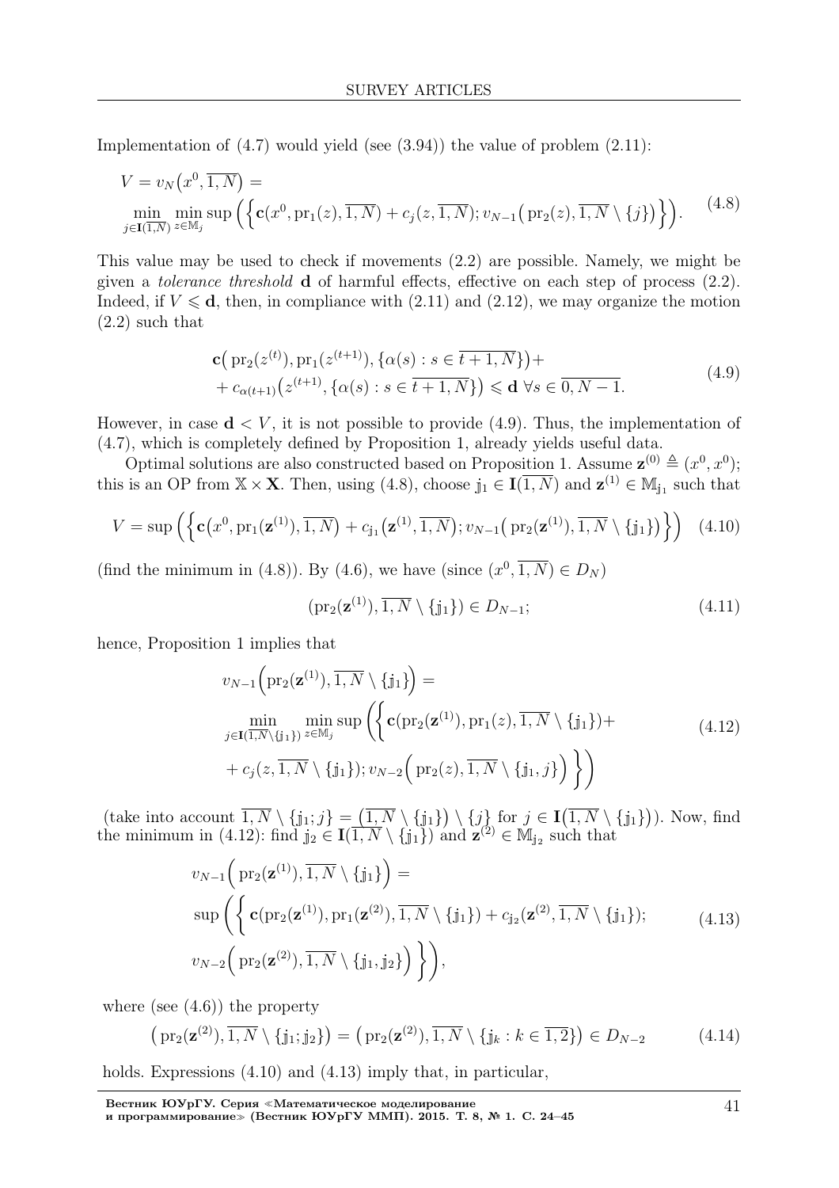Implementation of (4.7) would yield (see (3.94)) the value of problem (2.11):

$$V = v_N\big(x^0, \overline{1,N}\big) = \min_{j \in \mathbf{I}(\overline{1,N})} \min_{z \in \mathbb{M}_j} \sup\Big(\Big\{\mathbf{c}(x^0, \mathrm{pr}_1(z), \overline{1,N}) + c_j(z, \overline{1,N}); v_{N-1}\big(\mathrm{pr}_2(z), \overline{1,N} \setminus \{j\}\big)\Big\}\Big). \tag{4.8}$$

This value may be used to check if movements (2.2) are possible. Namely, we might be given a *tolerance threshold* $\mathbf{d}$ of harmful effects, effective on each step of process (2.2). Indeed, if $V \leqslant \mathbf{d}$, then, in compliance with (2.11) and (2.12), we may organize the motion (2.2) such that

$$\mathbf{c}\big(\mathrm{pr}_2(z^{(t)}), \mathrm{pr}_1(z^{(t+1)}), \{\alpha(s) : s \in \overline{t+1,N}\}\big) + \\ + c_{\alpha(t+1)}\big(z^{(t+1)}, \{\alpha(s) : s \in \overline{t+1,N}\}\big) \leqslant \mathbf{d} \ \forall s \in \overline{0,N-1}. \tag{4.9}$$

However, in case $\mathbf{d} < V$, it is not possible to provide (4.9). Thus, the implementation of (4.7), which is completely defined by Proposition 1, already yields useful data.

Optimal solutions are also constructed based on Proposition 1. Assume $\mathbf{z}^{(0)} \triangleq (x^0, x^0)$; this is an OP from $\mathbb{X} \times \mathbf{X}$. Then, using (4.8), choose $\mathbb{j}_1 \in \mathbf{I}(\overline{1,N})$ and $\mathbf{z}^{(1)} \in \mathbb{M}_{\mathbb{j}_1}$ such that

$$V = \sup\Big(\Big\{\mathbf{c}\big(x^0, \mathrm{pr}_1(\mathbf{z}^{(1)}), \overline{1,N}\big) + c_{\mathbb{j}_1}\big(\mathbf{z}^{(1)}, \overline{1,N}\big); v_{N-1}\big(\mathrm{pr}_2(\mathbf{z}^{(1)}), \overline{1,N} \setminus \{\mathbb{j}_1\}\big)\Big\}\Big) \tag{4.10}$$

(find the minimum in (4.8)). By (4.6), we have (since $(x^0, \overline{1,N}) \in D_N$)

$$(\mathrm{pr}_2(\mathbf{z}^{(1)}), \overline{1,N} \setminus \{\mathbb{j}_1\}) \in D_{N-1}; \tag{4.11}$$

hence, Proposition 1 implies that

$$v_{N-1}\Big(\mathrm{pr}_2(\mathbf{z}^{(1)}), \overline{1,N} \setminus \{\mathbb{j}_1\}\Big) = \\ \min_{j \in \mathbf{I}(\overline{1,N} \setminus \{\mathbb{j}_1\})} \min_{z \in \mathbb{M}_j} \sup\Bigg(\Bigg\{\mathbf{c}(\mathrm{pr}_2(\mathbf{z}^{(1)}), \mathrm{pr}_1(z), \overline{1,N} \setminus \{\mathbb{j}_1\}) + \\ + c_j(z, \overline{1,N} \setminus \{\mathbb{j}_1\}); v_{N-2}\Big(\mathrm{pr}_2(z), \overline{1,N} \setminus \{\mathbb{j}_1, j\}\Big)\Bigg\}\Bigg) \tag{4.12}$$

(take into account $\overline{1,N} \setminus \{\mathbb{j}_1; j\} = \big(\overline{1,N} \setminus \{\mathbb{j}_1\}\big) \setminus \{j\}$ for $j \in \mathbf{I}\big(\overline{1,N} \setminus \{\mathbb{j}_1\}\big)$). Now, find the minimum in (4.12): find $\mathbb{j}_2 \in \mathbf{I}(\overline{1,N} \setminus \{\mathbb{j}_1\})$ and $\mathbf{z}^{(2)} \in \mathbb{M}_{\mathbb{j}_2}$ such that

$$v_{N-1}\Big(\mathrm{pr}_2(\mathbf{z}^{(1)}), \overline{1,N} \setminus \{\mathbb{j}_1\}\Big) = \\ \sup\Bigg(\Bigg\{\mathbf{c}(\mathrm{pr}_2(\mathbf{z}^{(1)}), \mathrm{pr}_1(\mathbf{z}^{(2)}), \overline{1,N} \setminus \{\mathbb{j}_1\}) + c_{\mathbb{j}_2}(\mathbf{z}^{(2)}, \overline{1,N} \setminus \{\mathbb{j}_1\}); \\ v_{N-2}\Big(\mathrm{pr}_2(\mathbf{z}^{(2)}), \overline{1,N} \setminus \{\mathbb{j}_1, \mathbb{j}_2\}\Big)\Bigg\}\Bigg), \tag{4.13}$$

where (see (4.6)) the property

$$\big(\mathrm{pr}_2(\mathbf{z}^{(2)}), \overline{1,N} \setminus \{\mathbb{j}_1; \mathbb{j}_2\}\big) = \big(\mathrm{pr}_2(\mathbf{z}^{(2)}), \overline{1,N} \setminus \{\mathbb{j}_k : k \in \overline{1,2}\}\big) \in D_{N-2} \tag{4.14}$$

holds. Expressions (4.10) and (4.13) imply that, in particular,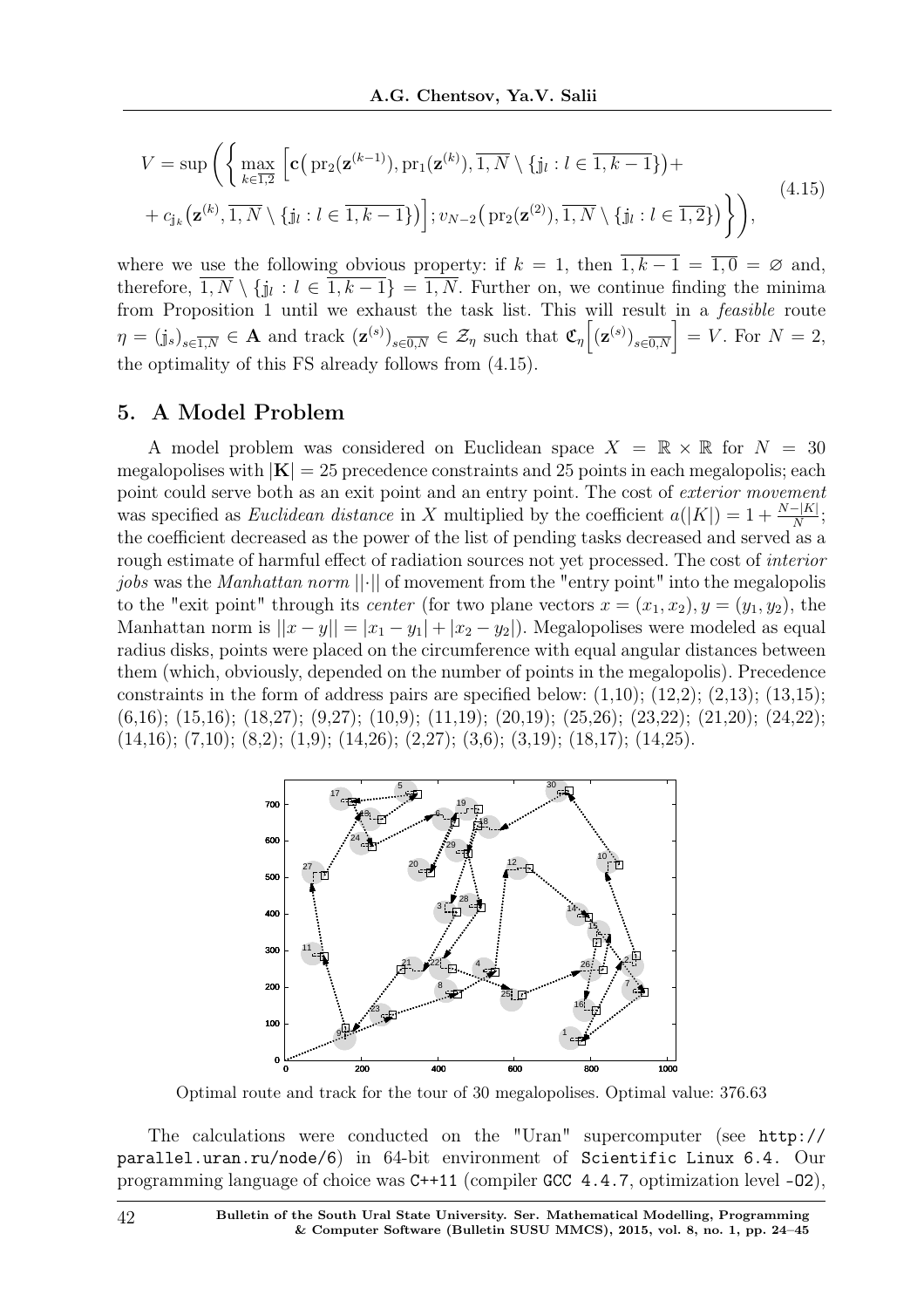$$V = \sup\Bigg(\Bigg\{\max_{k\in\overline{1,2}}\Big[\mathbf{c}\big(\mathrm{pr}_2(\mathbf{z}^{(k-1)}), \mathrm{pr}_1(\mathbf{z}^{(k)}), \overline{1,N}\setminus\{\mathbb{j}_l : l\in\overline{1,k-1}\}\big) + \\ + c_{\mathbb{j}_k}\big(\mathbf{z}^{(k)}, \overline{1,N}\setminus\{\mathbb{j}_l : l\in\overline{1,k-1}\}\big)\Big]; v_{N-2}\big(\mathrm{pr}_2(\mathbf{z}^{(2)}), \overline{1,N}\setminus\{\mathbb{j}_l : l\in\overline{1,2}\}\big)\Bigg\}\Bigg), \tag{4.15}$$

where we use the following obvious property: if $k = 1$, then $\overline{1,k-1} = \overline{1,0} = \varnothing$ and, therefore, $\overline{1,N}\setminus\{\mathbb{j}_l : l\in\overline{1,k-1}\} = \overline{1,N}$. Further on, we continue finding the minima from Proposition 1 until we exhaust the task list. This will result in a *feasible* route $\eta = (\mathbb{j}_s)_{s\in\overline{1,N}} \in \mathbf{A}$ and track $(\mathbf{z}^{(s)})_{s\in\overline{0,N}} \in \mathcal{Z}_\eta$ such that $\mathfrak{C}_\eta\Big[(\mathbf{z}^{(s)})_{s\in\overline{0,N}}\Big] = V$. For $N = 2$, the optimality of this FS already follows from (4.15).

## 5. A Model Problem

A model problem was considered on Euclidean space $X = \mathbb{R}\times\mathbb{R}$ for $N = 30$ megalopolises with $|\mathbf{K}| = 25$ precedence constraints and 25 points in each megalopolis; each point could serve both as an exit point and an entry point. The cost of *exterior movement* was specified as *Euclidean distance* in $X$ multiplied by the coefficient $a(|K|) = 1 + \frac{N-|K|}{N}$; the coefficient decreased as the power of the list of pending tasks decreased and served as a rough estimate of harmful effect of radiation sources not yet processed. The cost of *interior jobs* was the *Manhattan norm* $||\cdot||$ of movement from the "entry point" into the megalopolis to the "exit point" through its *center* (for two plane vectors $x = (x_1, x_2), y = (y_1, y_2)$, the Manhattan norm is $||x - y|| = |x_1 - y_1| + |x_2 - y_2|$). Megalopolises were modeled as equal radius disks, points were placed on the circumference with equal angular distances between them (which, obviously, depended on the number of points in the megalopolis). Precedence constraints in the form of address pairs are specified below: (1,10); (12,2); (2,13); (13,15); (6,16); (15,16); (18,27); (9,27); (10,9); (11,19); (20,19); (25,26); (23,22); (21,20); (24,22); (14,16); (7,10); (8,2); (1,9); (14,26); (2,27); (3,6); (3,19); (18,17); (14,25).

Optimal route and track for the tour of 30 megalopolises. Optimal value: 376.63

The calculations were conducted on the "Uran" supercomputer (see `http://parallel.uran.ru/node/6`) in 64-bit environment of `Scientific Linux 6.4`. Our programming language of choice was `C++11` (compiler `GCC 4.4.7`, optimization level `-O2`),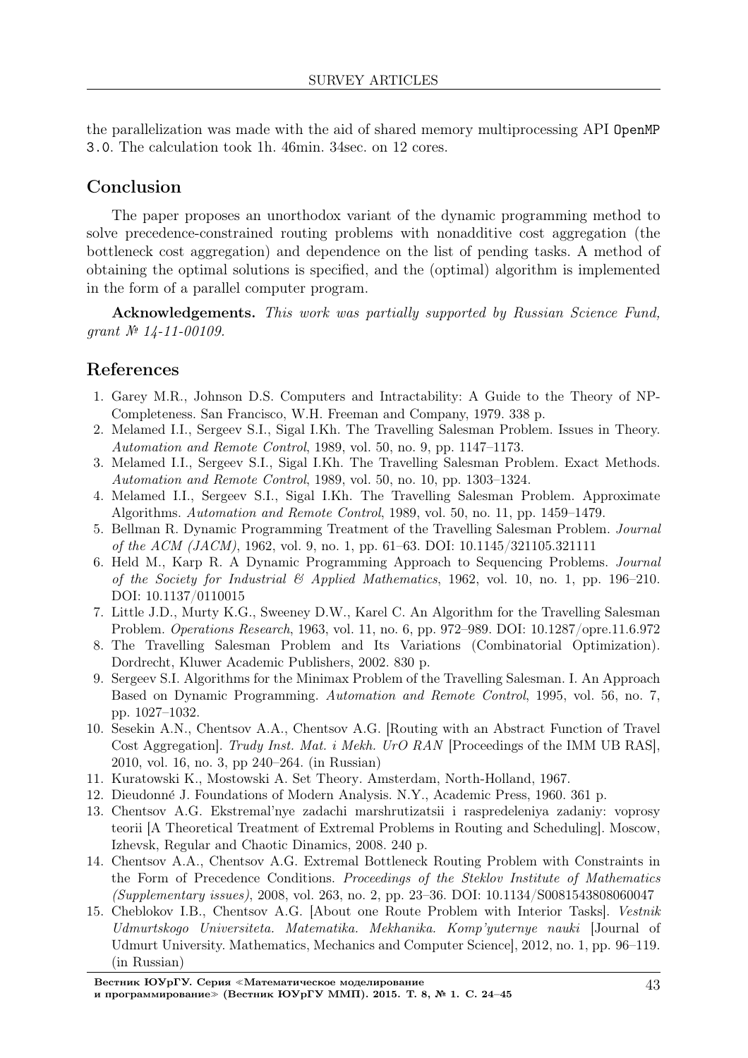the parallelization was made with the aid of shared memory multiprocessing API `OpenMP 3.0`. The calculation took 1h. 46min. 34sec. on 12 cores.

## Conclusion

The paper proposes an unorthodox variant of the dynamic programming method to solve precedence-constrained routing problems with nonadditive cost aggregation (the bottleneck cost aggregation) and dependence on the list of pending tasks. A method of obtaining the optimal solutions is specified, and the (optimal) algorithm is implemented in the form of a parallel computer program.

**Acknowledgements.** *This work was partially supported by Russian Science Fund, grant № 14-11-00109.*

## References

1. Garey M.R., Johnson D.S. Computers and Intractability: A Guide to the Theory of NP-Completeness. San Francisco, W.H. Freeman and Company, 1979. 338 p.
2. Melamed I.I., Sergeev S.I., Sigal I.Kh. The Travelling Salesman Problem. Issues in Theory. *Automation and Remote Control*, 1989, vol. 50, no. 9, pp. 1147–1173.
3. Melamed I.I., Sergeev S.I., Sigal I.Kh. The Travelling Salesman Problem. Exact Methods. *Automation and Remote Control*, 1989, vol. 50, no. 10, pp. 1303–1324.
4. Melamed I.I., Sergeev S.I., Sigal I.Kh. The Travelling Salesman Problem. Approximate Algorithms. *Automation and Remote Control*, 1989, vol. 50, no. 11, pp. 1459–1479.
5. Bellman R. Dynamic Programming Treatment of the Travelling Salesman Problem. *Journal of the ACM (JACM)*, 1962, vol. 9, no. 1, pp. 61–63. DOI: 10.1145/321105.321111
6. Held M., Karp R. A Dynamic Programming Approach to Sequencing Problems. *Journal of the Society for Industrial & Applied Mathematics*, 1962, vol. 10, no. 1, pp. 196–210. DOI: 10.1137/0110015
7. Little J.D., Murty K.G., Sweeney D.W., Karel C. An Algorithm for the Travelling Salesman Problem. *Operations Research*, 1963, vol. 11, no. 6, pp. 972–989. DOI: 10.1287/opre.11.6.972
8. The Travelling Salesman Problem and Its Variations (Combinatorial Optimization). Dordrecht, Kluwer Academic Publishers, 2002. 830 p.
9. Sergeev S.I. Algorithms for the Minimax Problem of the Travelling Salesman. I. An Approach Based on Dynamic Programming. *Automation and Remote Control*, 1995, vol. 56, no. 7, pp. 1027–1032.
10. Sesekin A.N., Chentsov A.A., Chentsov A.G. [Routing with an Abstract Function of Travel Cost Aggregation]. *Trudy Inst. Mat. i Mekh. UrO RAN* [Proceedings of the IMM UB RAS], 2010, vol. 16, no. 3, pp 240–264. (in Russian)
11. Kuratowski K., Mostowski A. Set Theory. Amsterdam, North-Holland, 1967.
12. Dieudonné J. Foundations of Modern Analysis. N.Y., Academic Press, 1960. 361 p.
13. Chentsov A.G. Ekstremal'nye zadachi marshrutizatsii i raspredeleniya zadaniy: voprosy teorii [A Theoretical Treatment of Extremal Problems in Routing and Scheduling]. Moscow, Izhevsk, Regular and Chaotic Dinamics, 2008. 240 p.
14. Chentsov A.A., Chentsov A.G. Extremal Bottleneck Routing Problem with Constraints in the Form of Precedence Conditions. *Proceedings of the Steklov Institute of Mathematics (Supplementary issues)*, 2008, vol. 263, no. 2, pp. 23–36. DOI: 10.1134/S0081543808060047
15. Cheblokov I.B., Chentsov A.G. [About one Route Problem with Interior Tasks]. *Vestnik Udmurtskogo Universiteta. Matematika. Mekhanika. Komp'yuternye nauki* [Journal of Udmurt University. Mathematics, Mechanics and Computer Science], 2012, no. 1, pp. 96–119. (in Russian)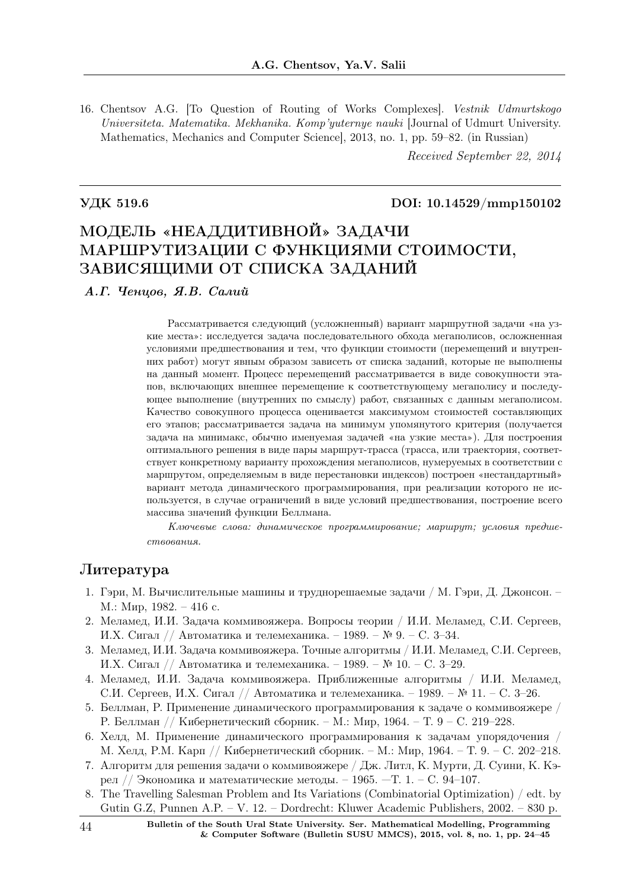16. Chentsov A.G. [To Question of Routing of Works Complexes]. *Vestnik Udmurtskogo Universiteta. Matematika. Mekhanika. Komp'yuternye nauki* [Journal of Udmurt University. Mathematics, Mechanics and Computer Science], 2013, no. 1, pp. 59–82. (in Russian)

*Received September 22, 2014*

---

**УДК 519.6** **DOI: 10.14529/mmp150102**

# МОДЕЛЬ «НЕАДДИТИВНОЙ» ЗАДАЧИ МАРШРУТИЗАЦИИ С ФУНКЦИЯМИ СТОИМОСТИ, ЗАВИСЯЩИМИ ОТ СПИСКА ЗАДАНИЙ

***А.Г. Ченцов, Я.В. Салий***

Рассматривается следующий (усложненный) вариант маршрутной задачи «на узкие места»: исследуется задача последовательного обхода мегаполисов, осложненная условиями предшествования и тем, что функции стоимости (перемещений и внутренних работ) могут явным образом зависеть от списка заданий, которые не выполнены на данный момент. Процесс перемещений рассматривается в виде совокупности этапов, включающих внешнее перемещение к соответствующему мегаполису и последующее выполнение (внутренних по смыслу) работ, связанных с данным мегаполисом. Качество совокупного процесса оценивается максимумом стоимостей составляющих его этапов; рассматривается задача на минимум упомянутого критерия (получается задача на минимакс, обычно именуемая задачей «на узкие места»). Для построения оптимального решения в виде пары маршрут-трасса (трасса, или траектория, соответствует конкретному варианту прохождения мегаполисов, нумеруемых в соответствии с маршрутом, определяемым в виде перестановки индексов) построен «нестандартный» вариант метода динамического программирования, при реализации которого не используется, в случае ограничений в виде условий предшествования, построение всего массива значений функции Беллмана.

*Ключевые слова: динамическое программирование; маршрут; условия предшествования.*

## Литература

1. Гэри, М. Вычислительные машины и труднорешаемые задачи / М. Гэри, Д. Джонсон. – М.: Мир, 1982. – 416 с.
2. Меламед, И.И. Задача коммивояжера. Вопросы теории / И.И. Меламед, С.И. Сергеев, И.Х. Сигал // Автоматика и телемеханика. – 1989. – № 9. – С. 3–34.
3. Меламед, И.И. Задача коммивояжера. Точные алгоритмы / И.И. Меламед, С.И. Сергеев, И.Х. Сигал // Автоматика и телемеханика. – 1989. – № 10. – С. 3–29.
4. Меламед, И.И. Задача коммивояжера. Приближенные алгоритмы / И.И. Меламед, С.И. Сергеев, И.Х. Сигал // Автоматика и телемеханика. – 1989. – № 11. – С. 3–26.
5. Беллман, Р. Применение динамического программирования к задаче о коммивояжере / Р. Беллман // Кибернетический сборник. – М.: Мир, 1964. – Т. 9 – С. 219–228.
6. Хелд, М. Применение динамического программирования к задачам упорядочения / М. Хелд, Р.М. Карп // Кибернетический сборник. – М.: Мир, 1964. – Т. 9. – С. 202–218.
7. Алгоритм для решения задачи о коммивояжере / Дж. Литл, К. Мурти, Д. Суини, К. Кэрел // Экономика и математические методы. – 1965. —Т. 1. – С. 94–107.
8. The Travelling Salesman Problem and Its Variations (Combinatorial Optimization) / edt. by Gutin G.Z, Punnen A.P. – V. 12. – Dordrecht: Kluwer Academic Publishers, 2002. – 830 p.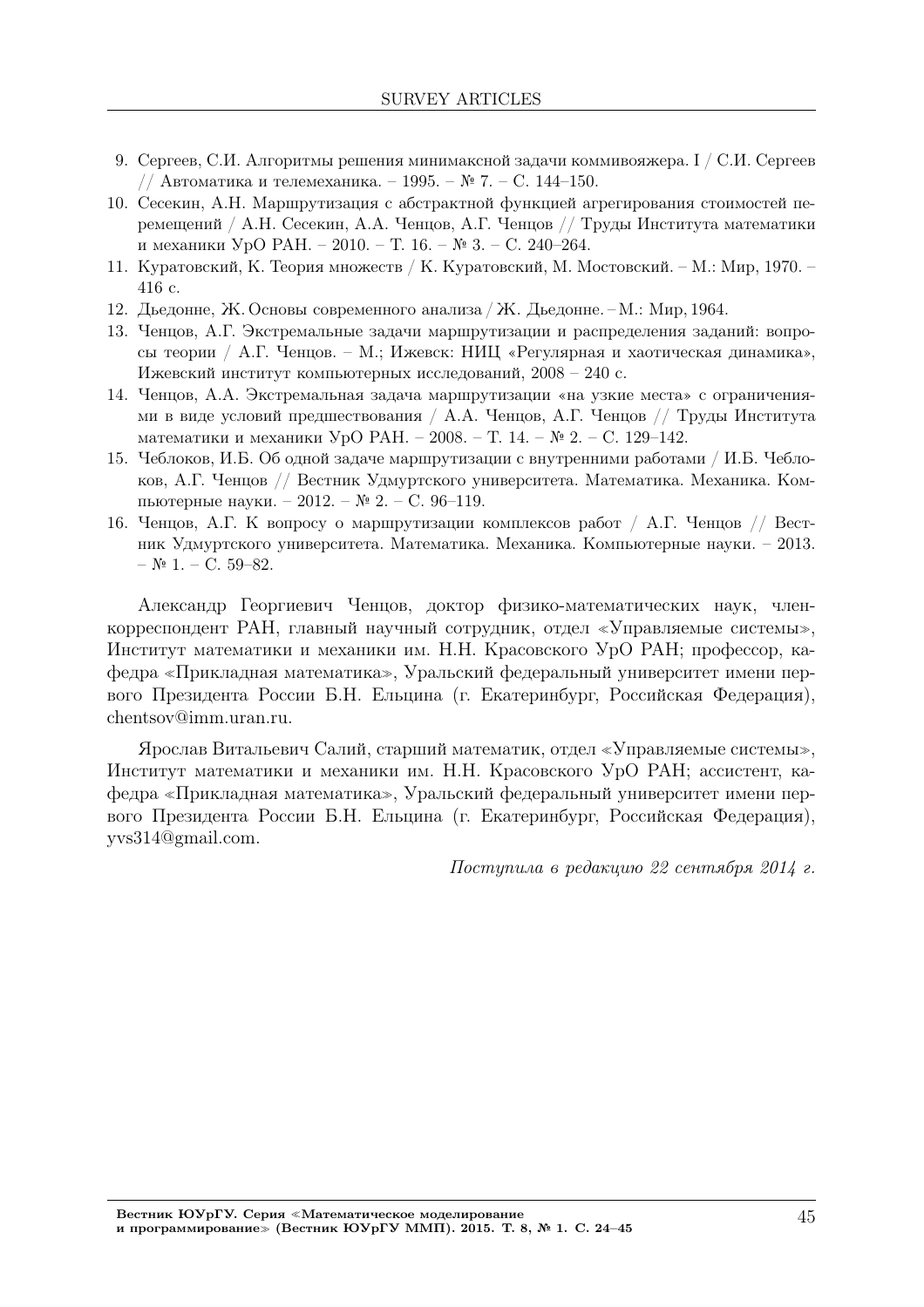9. Сергеев, С.И. Алгоритмы решения минимаксной задачи коммивояжера. I / С.И. Сергеев // Автоматика и телемеханика. – 1995. – № 7. – С. 144–150.
10. Сесекин, А.Н. Маршрутизация с абстрактной функцией агрегирования стоимостей перемещений / А.Н. Сесекин, А.А. Ченцов, А.Г. Ченцов // Труды Института математики и механики УрО РАН. – 2010. – Т. 16. – № 3. – С. 240–264.
11. Куратовский, К. Теория множеств / К. Куратовский, М. Мостовский. – М.: Мир, 1970. – 416 с.
12. Дьедонне, Ж. Основы современного анализа / Ж. Дьедонне. – М.: Мир, 1964.
13. Ченцов, А.Г. Экстремальные задачи маршрутизации и распределения заданий: вопросы теории / А.Г. Ченцов. – М.; Ижевск: НИЦ «Регулярная и хаотическая динамика», Ижевский институт компьютерных исследований, 2008 – 240 с.
14. Ченцов, А.А. Экстремальная задача маршрутизации «на узкие места» с ограничениями в виде условий предшествования / А.А. Ченцов, А.Г. Ченцов // Труды Института математики и механики УрО РАН. – 2008. – Т. 14. – № 2. – С. 129–142.
15. Чеблоков, И.Б. Об одной задаче маршрутизации с внутренними работами / И.Б. Чеблоков, А.Г. Ченцов // Вестник Удмуртского университета. Математика. Механика. Компьютерные науки. – 2012. – № 2. – С. 96–119.
16. Ченцов, А.Г. К вопросу о маршрутизации комплексов работ / А.Г. Ченцов // Вестник Удмуртского университета. Математика. Механика. Компьютерные науки. – 2013. – № 1. – С. 59–82.

Александр Георгиевич Ченцов, доктор физико-математических наук, член-корреспондент РАН, главный научный сотрудник, отдел «Управляемые системы», Институт математики и механики им. Н.Н. Красовского УрО РАН; профессор, кафедра «Прикладная математика», Уральский федеральный университет имени первого Президента России Б.Н. Ельцина (г. Екатеринбург, Российская Федерация), chentsov@imm.uran.ru.

Ярослав Витальевич Салий, старший математик, отдел «Управляемые системы», Институт математики и механики им. Н.Н. Красовского УрО РАН; ассистент, кафедра «Прикладная математика», Уральский федеральный университет имени первого Президента России Б.Н. Ельцина (г. Екатеринбург, Российская Федерация), yvs314@gmail.com.

*Поступила в редакцию 22 сентября 2014 г.*